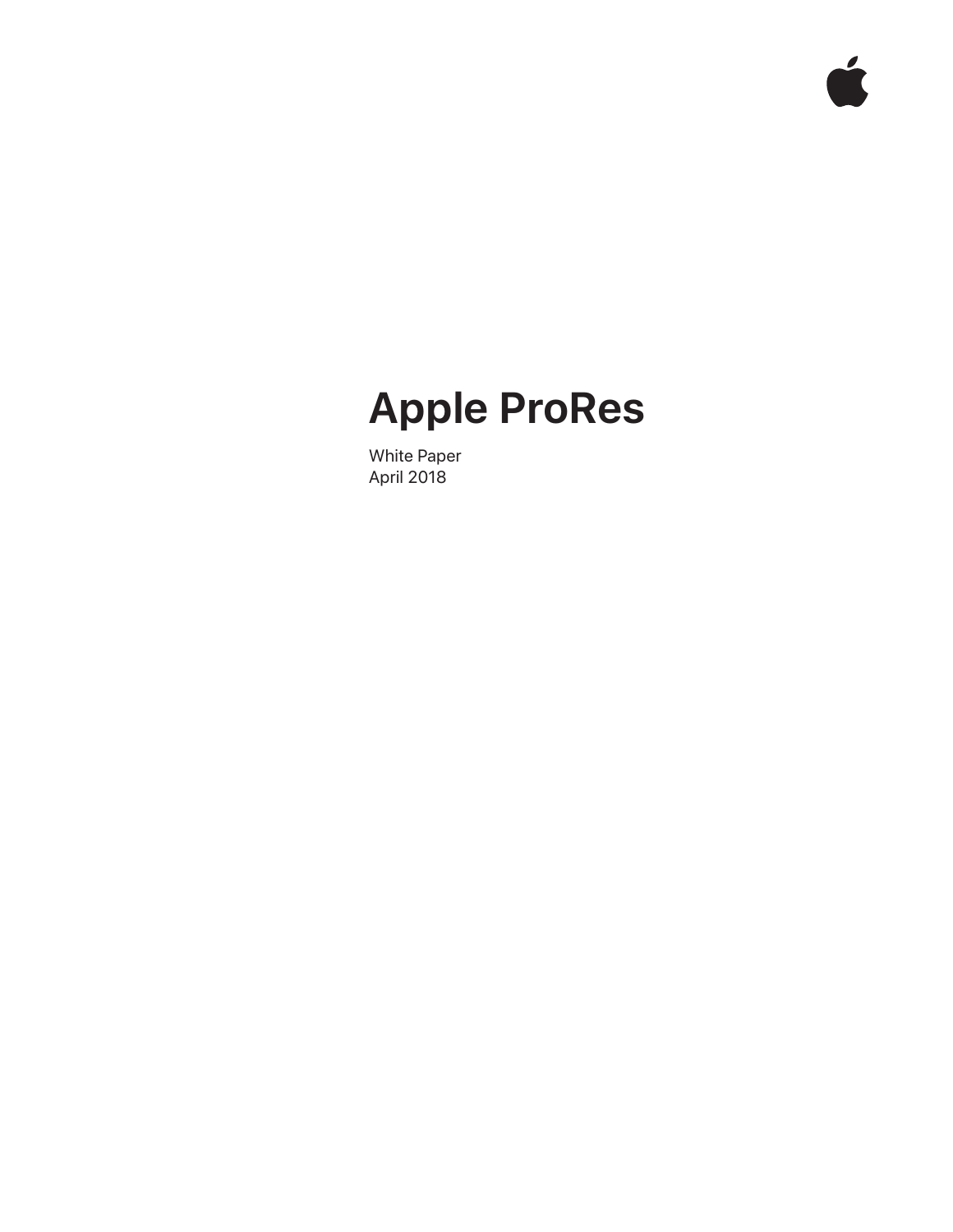# Apple ProRes

White Paper
April 2018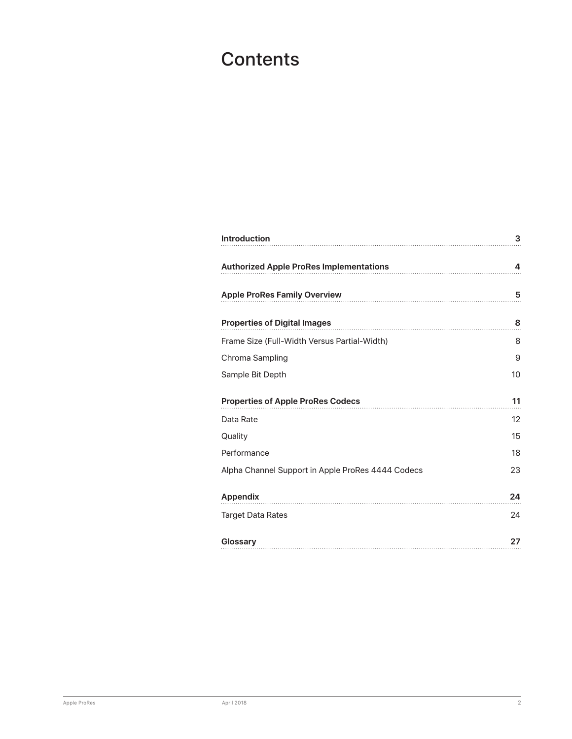# Contents

| | |
|---|---|
| **Introduction** | **3** |
| **Authorized Apple ProRes Implementations** | **4** |
| **Apple ProRes Family Overview** | **5** |
| **Properties of Digital Images** | **8** |
| Frame Size (Full-Width Versus Partial-Width) | 8 |
| Chroma Sampling | 9 |
| Sample Bit Depth | 10 |
| **Properties of Apple ProRes Codecs** | **11** |
| Data Rate | 12 |
| Quality | 15 |
| Performance | 18 |
| Alpha Channel Support in Apple ProRes 4444 Codecs | 23 |
| **Appendix** | **24** |
| Target Data Rates | 24 |
| **Glossary** | **27** |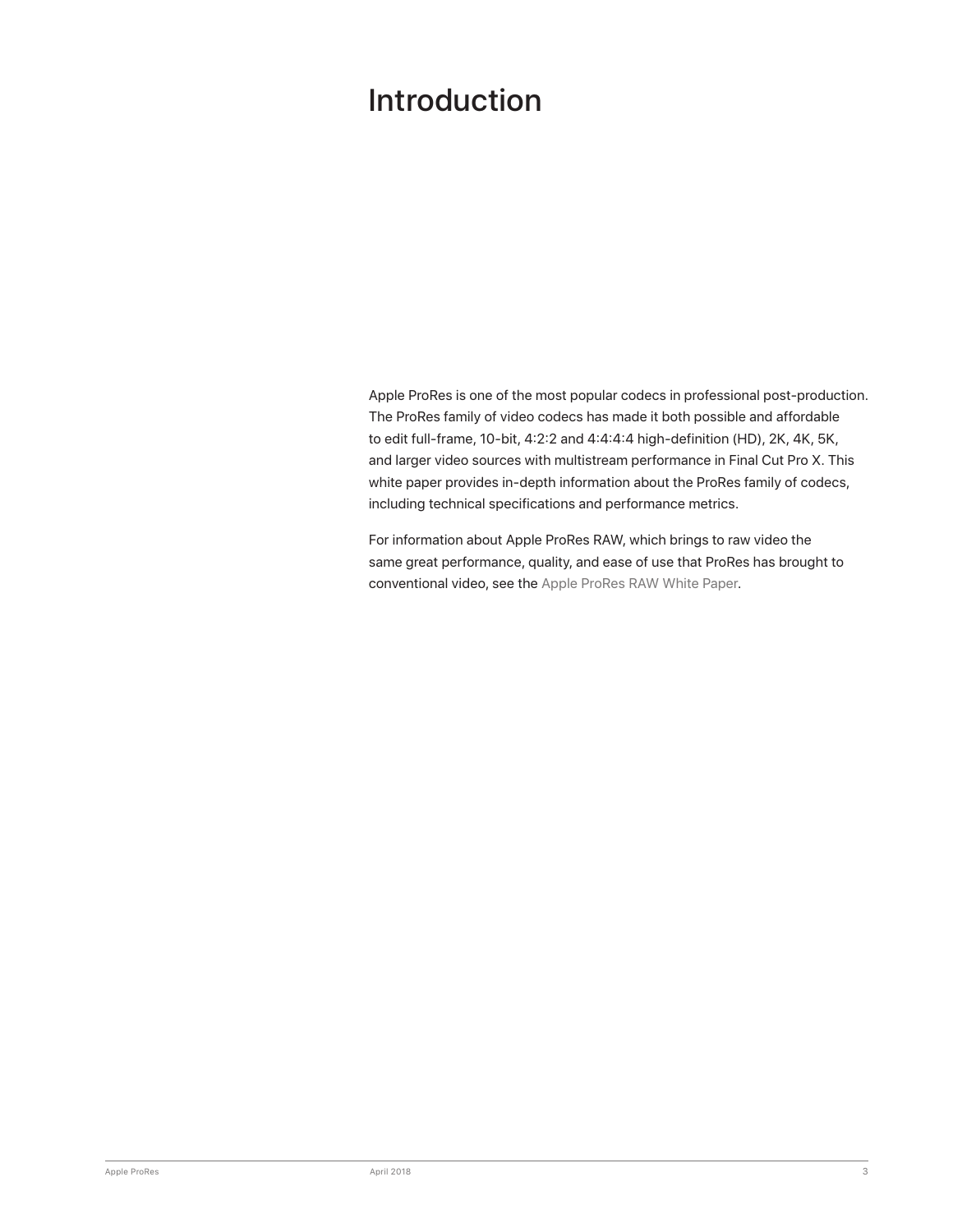# Introduction

Apple ProRes is one of the most popular codecs in professional post-production. The ProRes family of video codecs has made it both possible and affordable to edit full-frame, 10-bit, 4:2:2 and 4:4:4:4 high-definition (HD), 2K, 4K, 5K, and larger video sources with multistream performance in Final Cut Pro X. This white paper provides in-depth information about the ProRes family of codecs, including technical specifications and performance metrics.

For information about Apple ProRes RAW, which brings to raw video the same great performance, quality, and ease of use that ProRes has brought to conventional video, see the Apple ProRes RAW White Paper.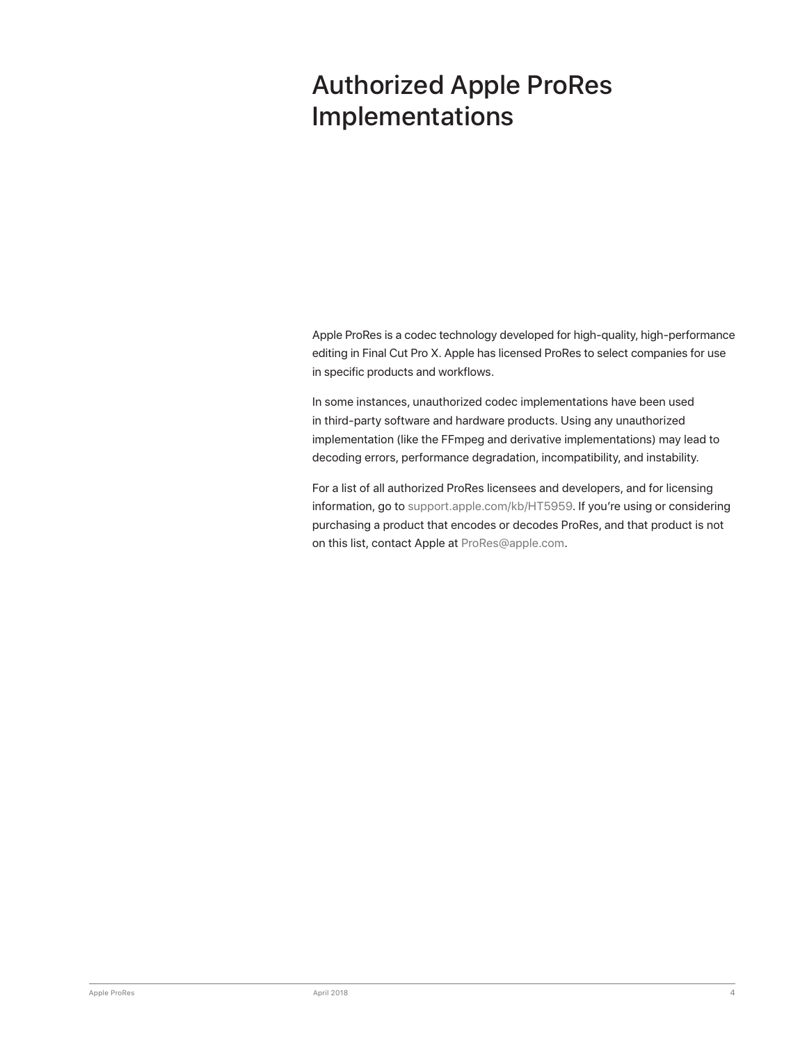# Authorized Apple ProRes Implementations

Apple ProRes is a codec technology developed for high-quality, high-performance editing in Final Cut Pro X. Apple has licensed ProRes to select companies for use in specific products and workflows.

In some instances, unauthorized codec implementations have been used in third-party software and hardware products. Using any unauthorized implementation (like the FFmpeg and derivative implementations) may lead to decoding errors, performance degradation, incompatibility, and instability.

For a list of all authorized ProRes licensees and developers, and for licensing information, go to support.apple.com/kb/HT5959. If you're using or considering purchasing a product that encodes or decodes ProRes, and that product is not on this list, contact Apple at ProRes@apple.com.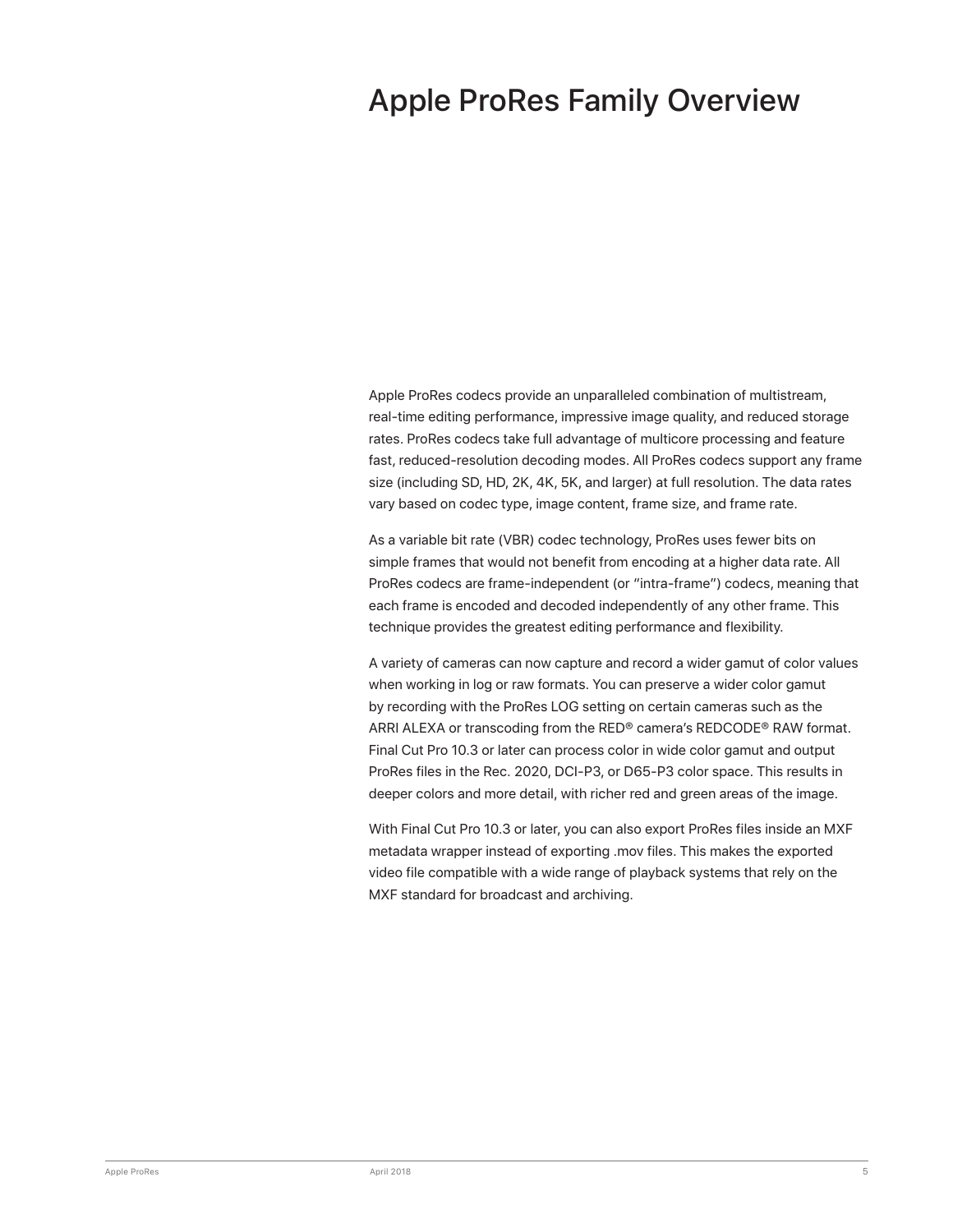# Apple ProRes Family Overview

Apple ProRes codecs provide an unparalleled combination of multistream, real-time editing performance, impressive image quality, and reduced storage rates. ProRes codecs take full advantage of multicore processing and feature fast, reduced-resolution decoding modes. All ProRes codecs support any frame size (including SD, HD, 2K, 4K, 5K, and larger) at full resolution. The data rates vary based on codec type, image content, frame size, and frame rate.

As a variable bit rate (VBR) codec technology, ProRes uses fewer bits on simple frames that would not benefit from encoding at a higher data rate. All ProRes codecs are frame-independent (or "intra-frame") codecs, meaning that each frame is encoded and decoded independently of any other frame. This technique provides the greatest editing performance and flexibility.

A variety of cameras can now capture and record a wider gamut of color values when working in log or raw formats. You can preserve a wider color gamut by recording with the ProRes LOG setting on certain cameras such as the ARRI ALEXA or transcoding from the RED® camera's REDCODE® RAW format. Final Cut Pro 10.3 or later can process color in wide color gamut and output ProRes files in the Rec. 2020, DCI-P3, or D65-P3 color space. This results in deeper colors and more detail, with richer red and green areas of the image.

With Final Cut Pro 10.3 or later, you can also export ProRes files inside an MXF metadata wrapper instead of exporting .mov files. This makes the exported video file compatible with a wide range of playback systems that rely on the MXF standard for broadcast and archiving.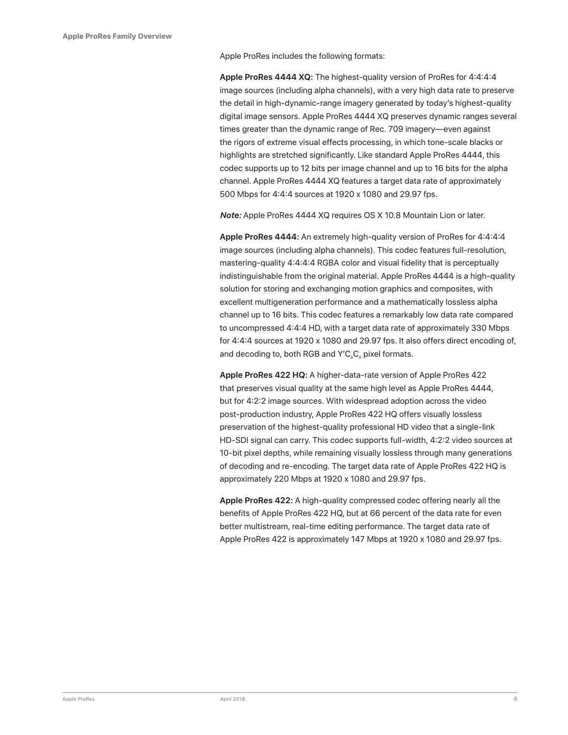Apple ProRes includes the following formats:

**Apple ProRes 4444 XQ:** The highest-quality version of ProRes for 4:4:4:4 image sources (including alpha channels), with a very high data rate to preserve the detail in high-dynamic-range imagery generated by today's highest-quality digital image sensors. Apple ProRes 4444 XQ preserves dynamic ranges several times greater than the dynamic range of Rec. 709 imagery—even against the rigors of extreme visual effects processing, in which tone-scale blacks or highlights are stretched significantly. Like standard Apple ProRes 4444, this codec supports up to 12 bits per image channel and up to 16 bits for the alpha channel. Apple ProRes 4444 XQ features a target data rate of approximately 500 Mbps for 4:4:4 sources at 1920 x 1080 and 29.97 fps.

***Note:*** Apple ProRes 4444 XQ requires OS X 10.8 Mountain Lion or later.

**Apple ProRes 4444:** An extremely high-quality version of ProRes for 4:4:4:4 image sources (including alpha channels). This codec features full-resolution, mastering-quality 4:4:4:4 RGBA color and visual fidelity that is perceptually indistinguishable from the original material. Apple ProRes 4444 is a high-quality solution for storing and exchanging motion graphics and composites, with excellent multigeneration performance and a mathematically lossless alpha channel up to 16 bits. This codec features a remarkably low data rate compared to uncompressed 4:4:4 HD, with a target data rate of approximately 330 Mbps for 4:4:4 sources at 1920 x 1080 and 29.97 fps. It also offers direct encoding of, and decoding to, both RGB and $Y'C_BC_R$ pixel formats.

**Apple ProRes 422 HQ:** A higher-data-rate version of Apple ProRes 422 that preserves visual quality at the same high level as Apple ProRes 4444, but for 4:2:2 image sources. With widespread adoption across the video post-production industry, Apple ProRes 422 HQ offers visually lossless preservation of the highest-quality professional HD video that a single-link HD-SDI signal can carry. This codec supports full-width, 4:2:2 video sources at 10-bit pixel depths, while remaining visually lossless through many generations of decoding and re-encoding. The target data rate of Apple ProRes 422 HQ is approximately 220 Mbps at 1920 x 1080 and 29.97 fps.

**Apple ProRes 422:** A high-quality compressed codec offering nearly all the benefits of Apple ProRes 422 HQ, but at 66 percent of the data rate for even better multistream, real-time editing performance. The target data rate of Apple ProRes 422 is approximately 147 Mbps at 1920 x 1080 and 29.97 fps.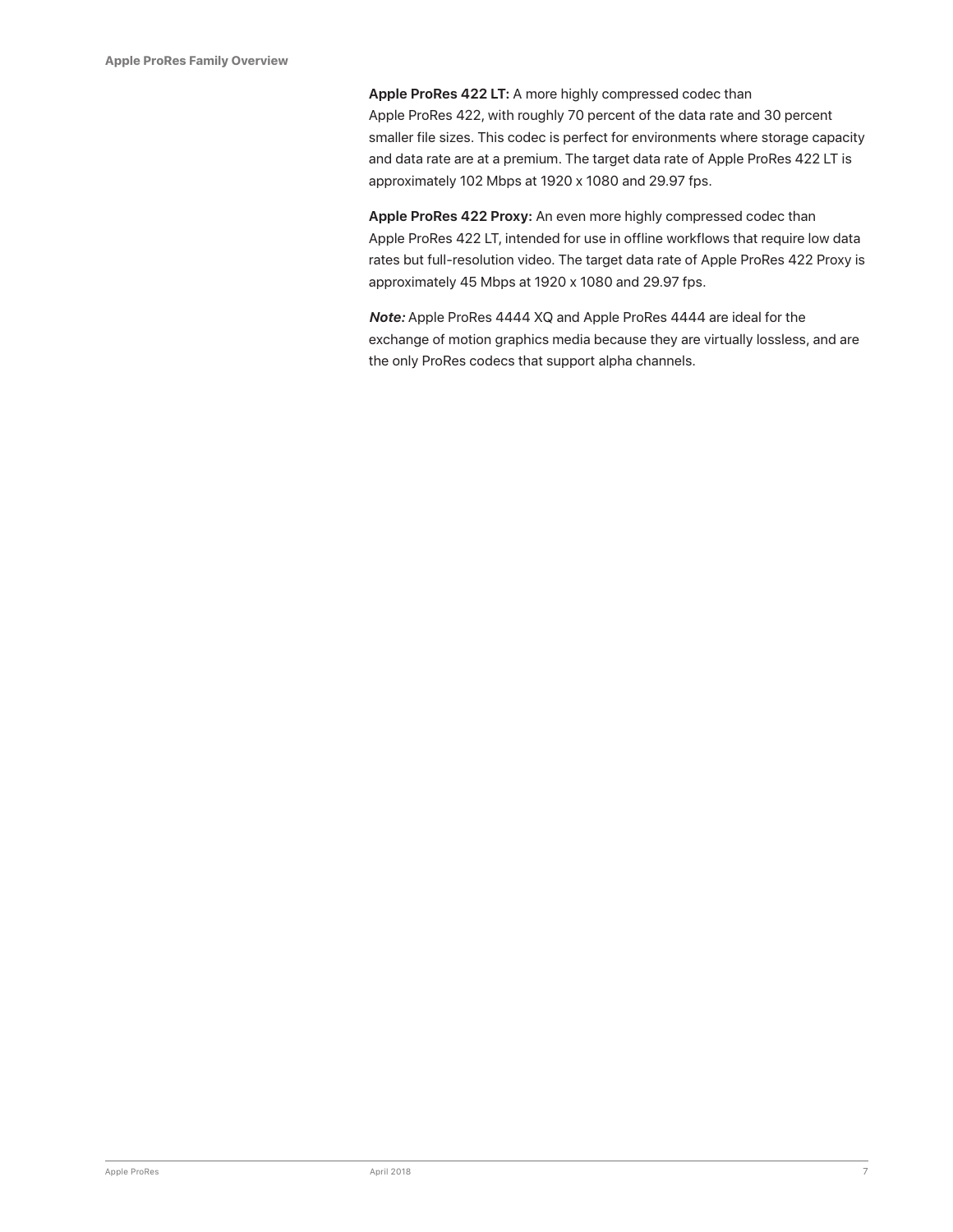**Apple ProRes 422 LT:** A more highly compressed codec than Apple ProRes 422, with roughly 70 percent of the data rate and 30 percent smaller file sizes. This codec is perfect for environments where storage capacity and data rate are at a premium. The target data rate of Apple ProRes 422 LT is approximately 102 Mbps at 1920 x 1080 and 29.97 fps.

**Apple ProRes 422 Proxy:** An even more highly compressed codec than Apple ProRes 422 LT, intended for use in offline workflows that require low data rates but full-resolution video. The target data rate of Apple ProRes 422 Proxy is approximately 45 Mbps at 1920 x 1080 and 29.97 fps.

***Note:*** Apple ProRes 4444 XQ and Apple ProRes 4444 are ideal for the exchange of motion graphics media because they are virtually lossless, and are the only ProRes codecs that support alpha channels.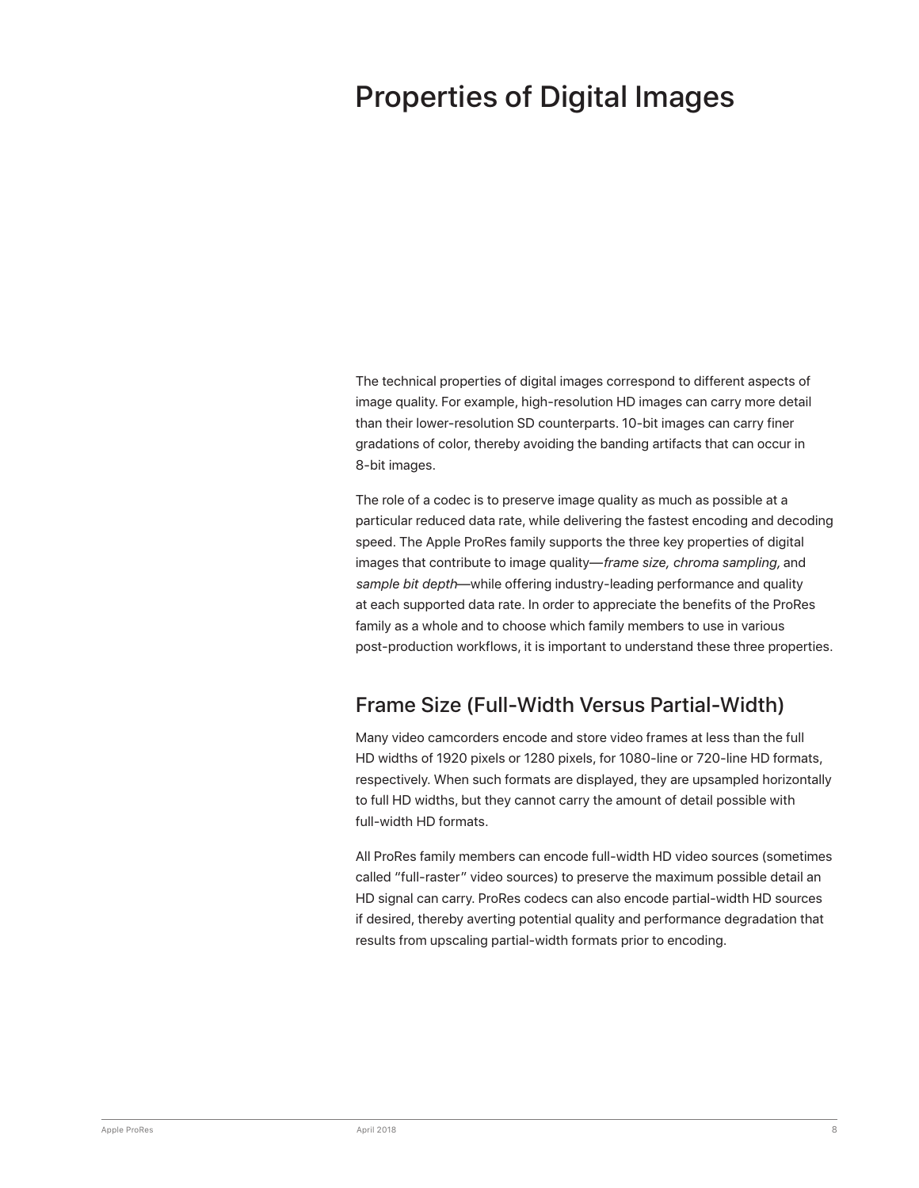# Properties of Digital Images

The technical properties of digital images correspond to different aspects of image quality. For example, high-resolution HD images can carry more detail than their lower-resolution SD counterparts. 10-bit images can carry finer gradations of color, thereby avoiding the banding artifacts that can occur in 8-bit images.

The role of a codec is to preserve image quality as much as possible at a particular reduced data rate, while delivering the fastest encoding and decoding speed. The Apple ProRes family supports the three key properties of digital images that contribute to image quality—*frame size, chroma sampling,* and *sample bit depth*—while offering industry-leading performance and quality at each supported data rate. In order to appreciate the benefits of the ProRes family as a whole and to choose which family members to use in various post-production workflows, it is important to understand these three properties.

## Frame Size (Full-Width Versus Partial-Width)

Many video camcorders encode and store video frames at less than the full HD widths of 1920 pixels or 1280 pixels, for 1080-line or 720-line HD formats, respectively. When such formats are displayed, they are upsampled horizontally to full HD widths, but they cannot carry the amount of detail possible with full-width HD formats.

All ProRes family members can encode full-width HD video sources (sometimes called "full-raster" video sources) to preserve the maximum possible detail an HD signal can carry. ProRes codecs can also encode partial-width HD sources if desired, thereby averting potential quality and performance degradation that results from upscaling partial-width formats prior to encoding.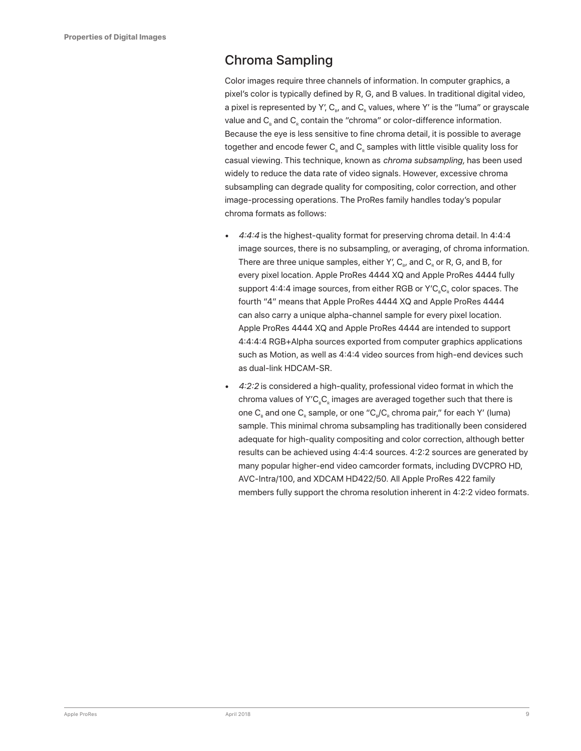## Chroma Sampling

Color images require three channels of information. In computer graphics, a pixel's color is typically defined by R, G, and B values. In traditional digital video, a pixel is represented by Y′, $C_B$, and $C_R$ values, where Y′ is the "luma" or grayscale value and $C_B$ and $C_R$ contain the "chroma" or color-difference information. Because the eye is less sensitive to fine chroma detail, it is possible to average together and encode fewer $C_B$ and $C_R$ samples with little visible quality loss for casual viewing. This technique, known as *chroma subsampling,* has been used widely to reduce the data rate of video signals. However, excessive chroma subsampling can degrade quality for compositing, color correction, and other image-processing operations. The ProRes family handles today's popular chroma formats as follows:

- *4:4:4* is the highest-quality format for preserving chroma detail. In 4:4:4 image sources, there is no subsampling, or averaging, of chroma information. There are three unique samples, either Y′, $C_B$, and $C_R$ or R, G, and B, for every pixel location. Apple ProRes 4444 XQ and Apple ProRes 4444 fully support 4:4:4 image sources, from either RGB or $Y'C_BC_R$ color spaces. The fourth "4" means that Apple ProRes 4444 XQ and Apple ProRes 4444 can also carry a unique alpha-channel sample for every pixel location. Apple ProRes 4444 XQ and Apple ProRes 4444 are intended to support 4:4:4:4 RGB+Alpha sources exported from computer graphics applications such as Motion, as well as 4:4:4 video sources from high-end devices such as dual-link HDCAM-SR.
- *4:2:2* is considered a high-quality, professional video format in which the chroma values of $Y'C_BC_R$ images are averaged together such that there is one $C_B$ and one $C_R$ sample, or one "$C_B/C_R$ chroma pair," for each Y′ (luma) sample. This minimal chroma subsampling has traditionally been considered adequate for high-quality compositing and color correction, although better results can be achieved using 4:4:4 sources. 4:2:2 sources are generated by many popular higher-end video camcorder formats, including DVCPRO HD, AVC-Intra/100, and XDCAM HD422/50. All Apple ProRes 422 family members fully support the chroma resolution inherent in 4:2:2 video formats.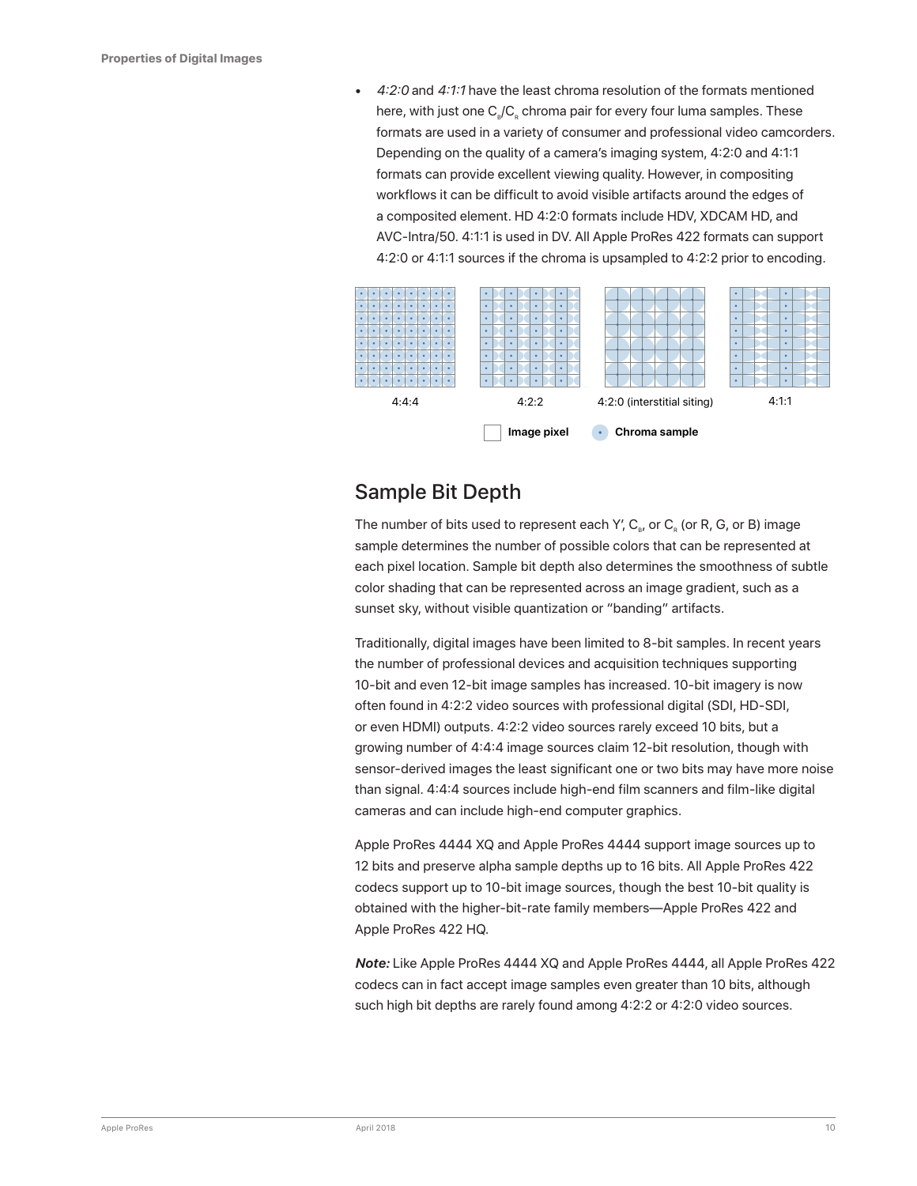- *4:2:0* and *4:1:1* have the least chroma resolution of the formats mentioned here, with just one $C_B/C_R$ chroma pair for every four luma samples. These formats are used in a variety of consumer and professional video camcorders. Depending on the quality of a camera's imaging system, 4:2:0 and 4:1:1 formats can provide excellent viewing quality. However, in compositing workflows it can be difficult to avoid visible artifacts around the edges of a composited element. HD 4:2:0 formats include HDV, XDCAM HD, and AVC-Intra/50. 4:1:1 is used in DV. All Apple ProRes 422 formats can support 4:2:0 or 4:1:1 sources if the chroma is upsampled to 4:2:2 prior to encoding.

4:4:4 4:2:2 4:2:0 (interstitial siting) 4:1:1

Image pixel Chroma sample

## Sample Bit Depth

The number of bits used to represent each Y′, $C_B$, or $C_R$ (or R, G, or B) image sample determines the number of possible colors that can be represented at each pixel location. Sample bit depth also determines the smoothness of subtle color shading that can be represented across an image gradient, such as a sunset sky, without visible quantization or "banding" artifacts.

Traditionally, digital images have been limited to 8-bit samples. In recent years the number of professional devices and acquisition techniques supporting 10-bit and even 12-bit image samples has increased. 10-bit imagery is now often found in 4:2:2 video sources with professional digital (SDI, HD-SDI, or even HDMI) outputs. 4:2:2 video sources rarely exceed 10 bits, but a growing number of 4:4:4 image sources claim 12-bit resolution, though with sensor-derived images the least significant one or two bits may have more noise than signal. 4:4:4 sources include high-end film scanners and film-like digital cameras and can include high-end computer graphics.

Apple ProRes 4444 XQ and Apple ProRes 4444 support image sources up to 12 bits and preserve alpha sample depths up to 16 bits. All Apple ProRes 422 codecs support up to 10-bit image sources, though the best 10-bit quality is obtained with the higher-bit-rate family members—Apple ProRes 422 and Apple ProRes 422 HQ.

***Note:*** Like Apple ProRes 4444 XQ and Apple ProRes 4444, all Apple ProRes 422 codecs can in fact accept image samples even greater than 10 bits, although such high bit depths are rarely found among 4:2:2 or 4:2:0 video sources.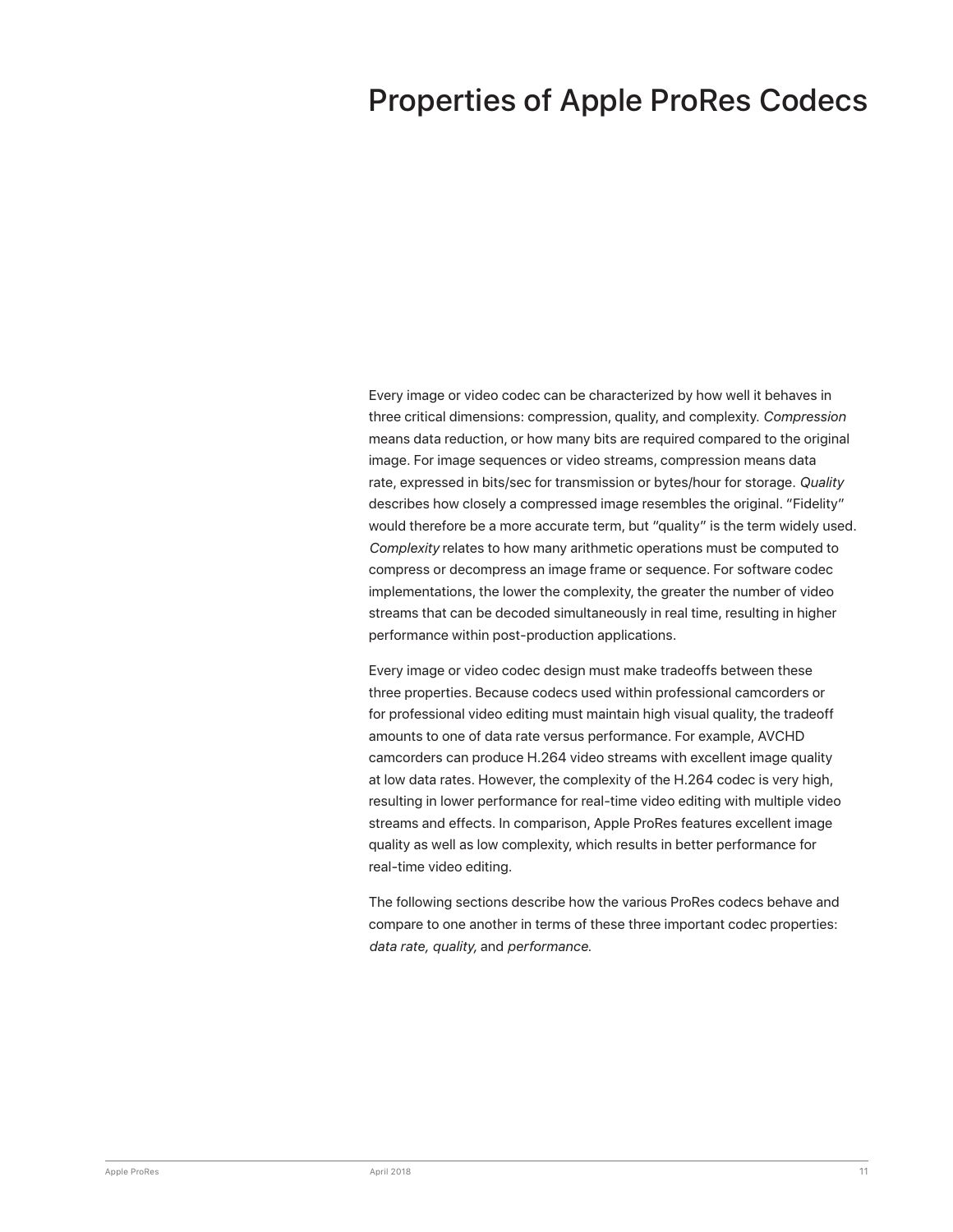# Properties of Apple ProRes Codecs

Every image or video codec can be characterized by how well it behaves in three critical dimensions: compression, quality, and complexity. *Compression* means data reduction, or how many bits are required compared to the original image. For image sequences or video streams, compression means data rate, expressed in bits/sec for transmission or bytes/hour for storage. *Quality* describes how closely a compressed image resembles the original. "Fidelity" would therefore be a more accurate term, but "quality" is the term widely used. *Complexity* relates to how many arithmetic operations must be computed to compress or decompress an image frame or sequence. For software codec implementations, the lower the complexity, the greater the number of video streams that can be decoded simultaneously in real time, resulting in higher performance within post-production applications.

Every image or video codec design must make tradeoffs between these three properties. Because codecs used within professional camcorders or for professional video editing must maintain high visual quality, the tradeoff amounts to one of data rate versus performance. For example, AVCHD camcorders can produce H.264 video streams with excellent image quality at low data rates. However, the complexity of the H.264 codec is very high, resulting in lower performance for real-time video editing with multiple video streams and effects. In comparison, Apple ProRes features excellent image quality as well as low complexity, which results in better performance for real-time video editing.

The following sections describe how the various ProRes codecs behave and compare to one another in terms of these three important codec properties: *data rate, quality,* and *performance*.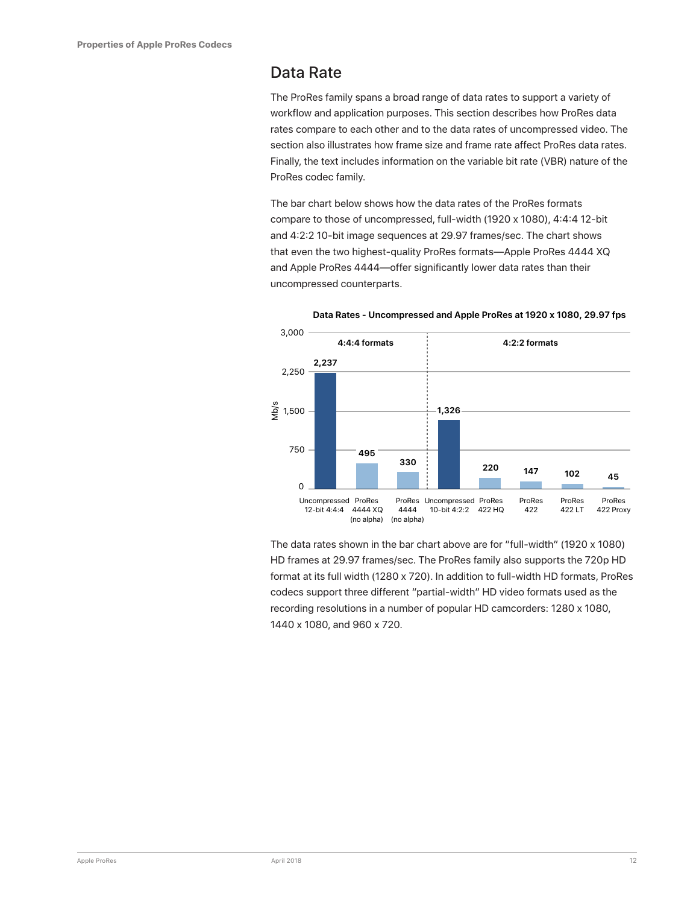## Data Rate

The ProRes family spans a broad range of data rates to support a variety of workflow and application purposes. This section describes how ProRes data rates compare to each other and to the data rates of uncompressed video. The section also illustrates how frame size and frame rate affect ProRes data rates. Finally, the text includes information on the variable bit rate (VBR) nature of the ProRes codec family.

The bar chart below shows how the data rates of the ProRes formats compare to those of uncompressed, full-width (1920 x 1080), 4:4:4 12-bit and 4:2:2 10-bit image sequences at 29.97 frames/sec. The chart shows that even the two highest-quality ProRes formats—Apple ProRes 4444 XQ and Apple ProRes 4444—offer significantly lower data rates than their uncompressed counterparts.

**Data Rates - Uncompressed and Apple ProRes at 1920 x 1080, 29.97 fps**

| Format group | Format | Mb/s |
| --- | --- | --- |
| 4:4:4 formats | Uncompressed 12-bit 4:4:4 | 2,237 |
| 4:4:4 formats | ProRes 4444 XQ (no alpha) | 495 |
| 4:4:4 formats | ProRes 4444 (no alpha) | 330 |
| 4:2:2 formats | Uncompressed 10-bit 4:2:2 | 1,326 |
| 4:2:2 formats | ProRes 422 HQ | 220 |
| 4:2:2 formats | ProRes 422 | 147 |
| 4:2:2 formats | ProRes 422 LT | 102 |
| 4:2:2 formats | ProRes 422 Proxy | 45 |

The data rates shown in the bar chart above are for "full-width" (1920 x 1080) HD frames at 29.97 frames/sec. The ProRes family also supports the 720p HD format at its full width (1280 x 720). In addition to full-width HD formats, ProRes codecs support three different "partial-width" HD video formats used as the recording resolutions in a number of popular HD camcorders: 1280 x 1080, 1440 x 1080, and 960 x 720.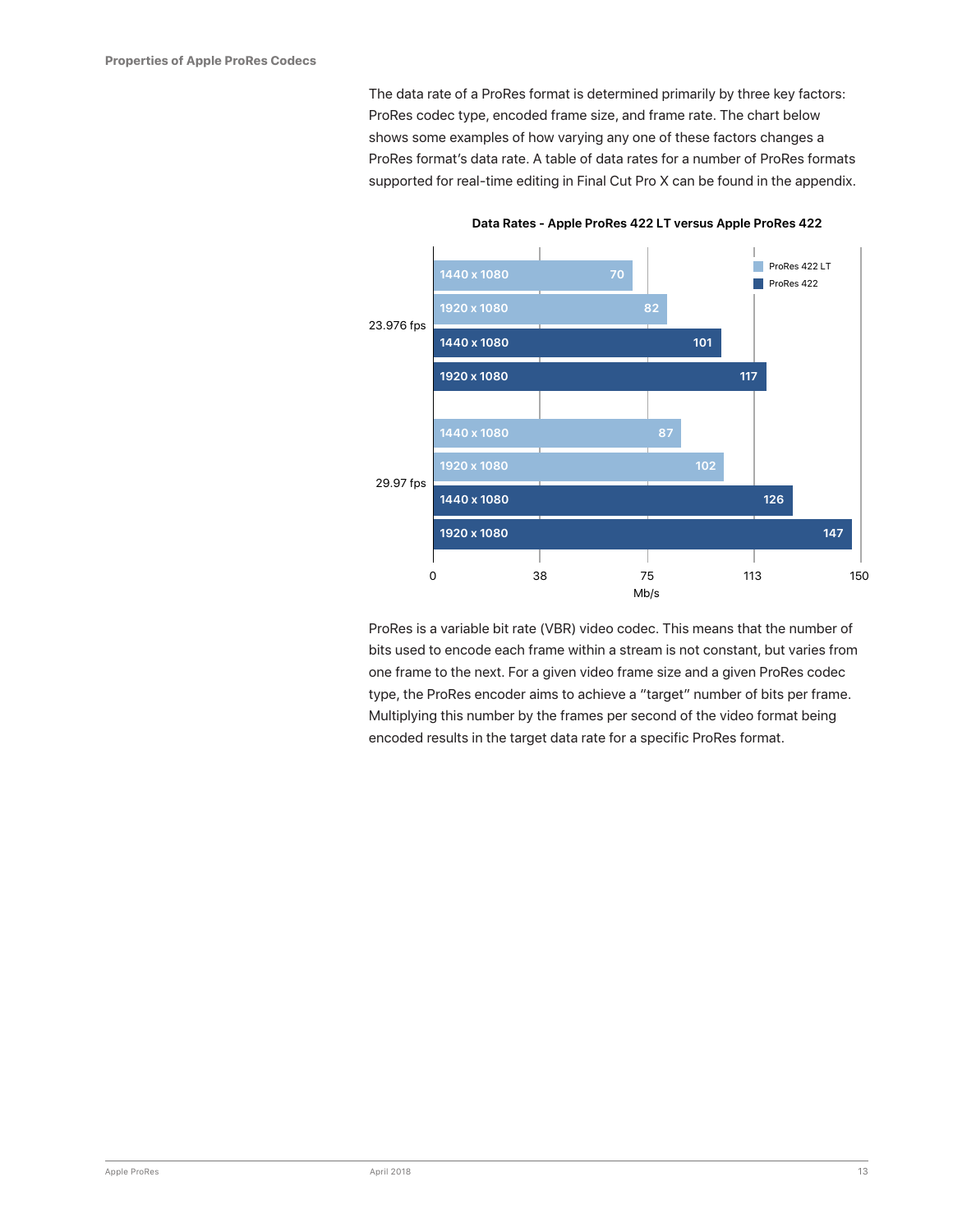The data rate of a ProRes format is determined primarily by three key factors: ProRes codec type, encoded frame size, and frame rate. The chart below shows some examples of how varying any one of these factors changes a ProRes format's data rate. A table of data rates for a number of ProRes formats supported for real-time editing in Final Cut Pro X can be found in the appendix.

**Data Rates - Apple ProRes 422 LT versus Apple ProRes 422**

| Frame rate | Frame size | ProRes 422 LT (Mb/s) | ProRes 422 (Mb/s) |
|---|---|---|---|
| 23.976 fps | 1440 x 1080 | 70 | 101 |
| 23.976 fps | 1920 x 1080 | 82 | 117 |
| 29.97 fps | 1440 x 1080 | 87 | 126 |
| 29.97 fps | 1920 x 1080 | 102 | 147 |

ProRes is a variable bit rate (VBR) video codec. This means that the number of bits used to encode each frame within a stream is not constant, but varies from one frame to the next. For a given video frame size and a given ProRes codec type, the ProRes encoder aims to achieve a "target" number of bits per frame. Multiplying this number by the frames per second of the video format being encoded results in the target data rate for a specific ProRes format.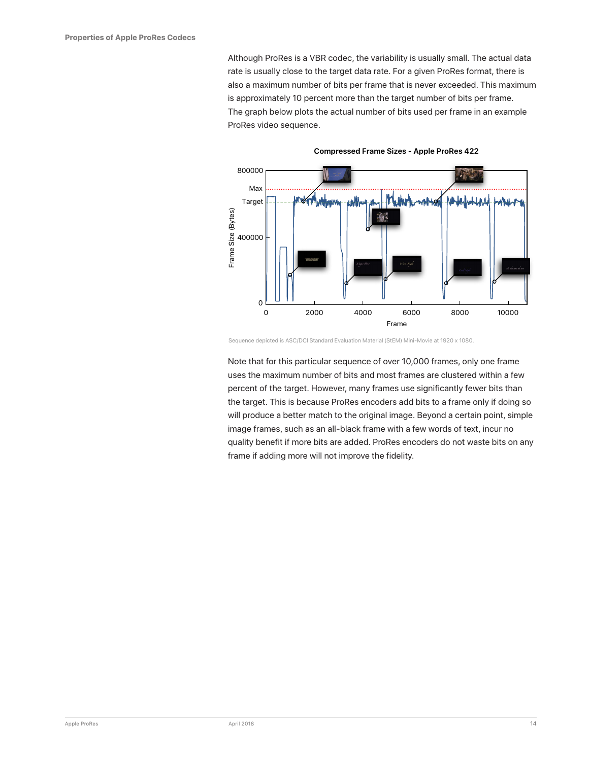Although ProRes is a VBR codec, the variability is usually small. The actual data rate is usually close to the target data rate. For a given ProRes format, there is also a maximum number of bits per frame that is never exceeded. This maximum is approximately 10 percent more than the target number of bits per frame. The graph below plots the actual number of bits used per frame in an example ProRes video sequence.

**Compressed Frame Sizes - Apple ProRes 422**

Sequence depicted is ASC/DCI Standard Evaluation Material (StEM) Mini-Movie at 1920 x 1080.

Note that for this particular sequence of over 10,000 frames, only one frame uses the maximum number of bits and most frames are clustered within a few percent of the target. However, many frames use significantly fewer bits than the target. This is because ProRes encoders add bits to a frame only if doing so will produce a better match to the original image. Beyond a certain point, simple image frames, such as an all-black frame with a few words of text, incur no quality benefit if more bits are added. ProRes encoders do not waste bits on any frame if adding more will not improve the fidelity.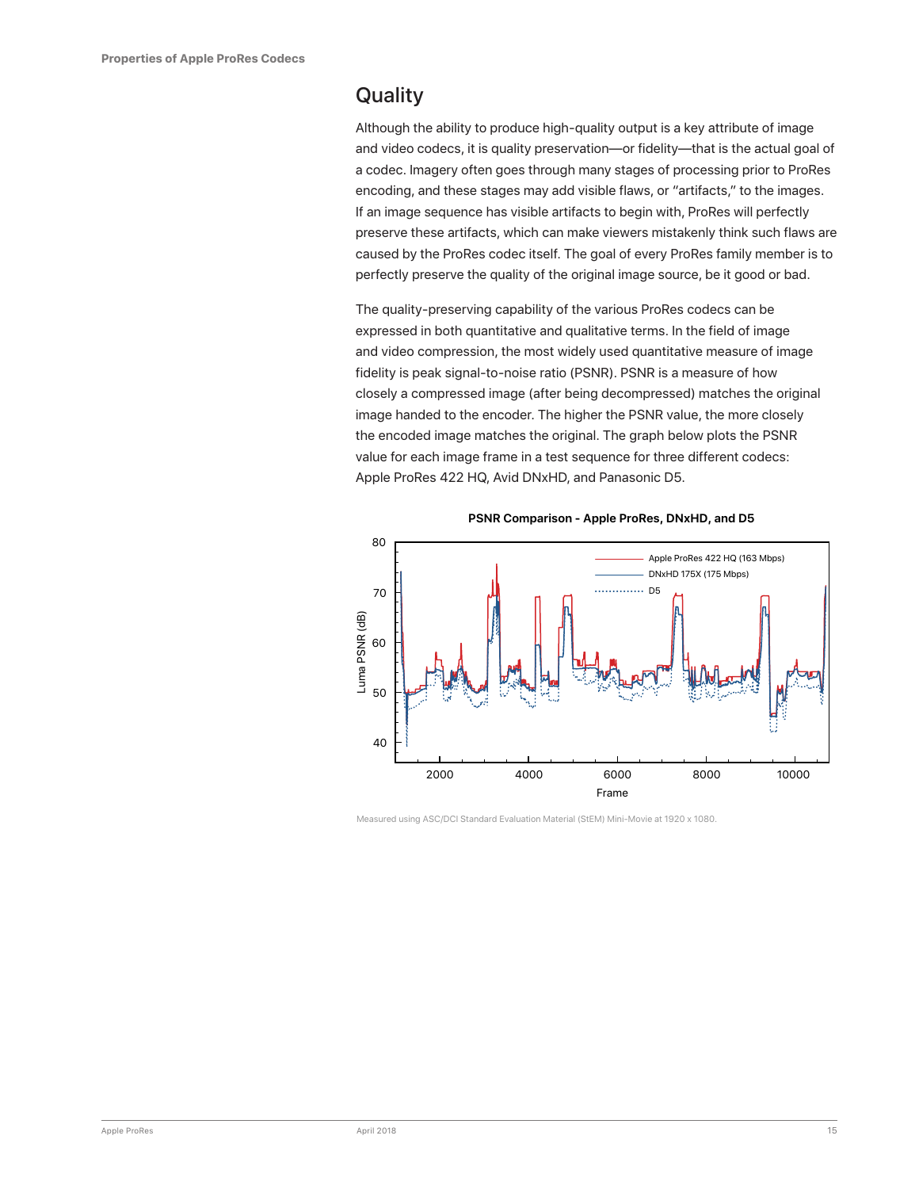## Quality

Although the ability to produce high-quality output is a key attribute of image and video codecs, it is quality preservation—or fidelity—that is the actual goal of a codec. Imagery often goes through many stages of processing prior to ProRes encoding, and these stages may add visible flaws, or "artifacts," to the images. If an image sequence has visible artifacts to begin with, ProRes will perfectly preserve these artifacts, which can make viewers mistakenly think such flaws are caused by the ProRes codec itself. The goal of every ProRes family member is to perfectly preserve the quality of the original image source, be it good or bad.

The quality-preserving capability of the various ProRes codecs can be expressed in both quantitative and qualitative terms. In the field of image and video compression, the most widely used quantitative measure of image fidelity is peak signal-to-noise ratio (PSNR). PSNR is a measure of how closely a compressed image (after being decompressed) matches the original image handed to the encoder. The higher the PSNR value, the more closely the encoded image matches the original. The graph below plots the PSNR value for each image frame in a test sequence for three different codecs: Apple ProRes 422 HQ, Avid DNxHD, and Panasonic D5.

**PSNR Comparison - Apple ProRes, DNxHD, and D5**

Measured using ASC/DCI Standard Evaluation Material (StEM) Mini-Movie at 1920 x 1080.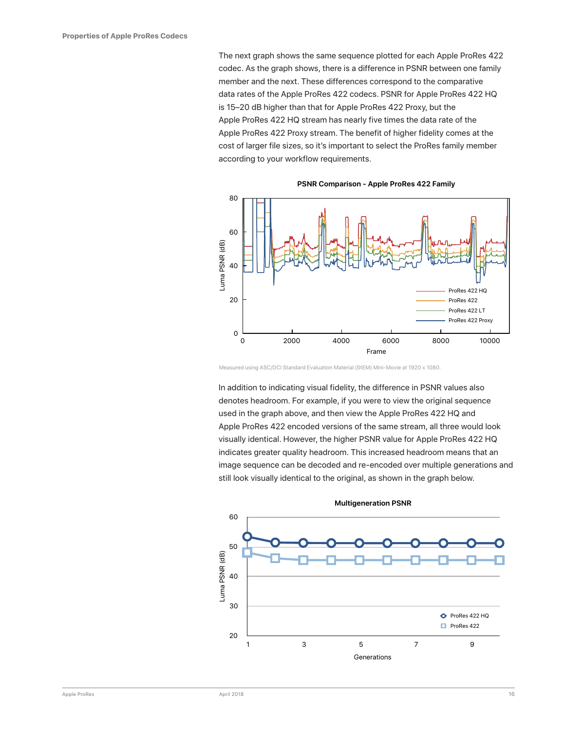The next graph shows the same sequence plotted for each Apple ProRes 422 codec. As the graph shows, there is a difference in PSNR between one family member and the next. These differences correspond to the comparative data rates of the Apple ProRes 422 codecs. PSNR for Apple ProRes 422 HQ is 15–20 dB higher than that for Apple ProRes 422 Proxy, but the Apple ProRes 422 HQ stream has nearly five times the data rate of the Apple ProRes 422 Proxy stream. The benefit of higher fidelity comes at the cost of larger file sizes, so it's important to select the ProRes family member according to your workflow requirements.

**PSNR Comparison - Apple ProRes 422 Family**

Measured using ASC/DCI Standard Evaluation Material (StEM) Mini-Movie at 1920 x 1080.

In addition to indicating visual fidelity, the difference in PSNR values also denotes headroom. For example, if you were to view the original sequence used in the graph above, and then view the Apple ProRes 422 HQ and Apple ProRes 422 encoded versions of the same stream, all three would look visually identical. However, the higher PSNR value for Apple ProRes 422 HQ indicates greater quality headroom. This increased headroom means that an image sequence can be decoded and re-encoded over multiple generations and still look visually identical to the original, as shown in the graph below.

**Multigeneration PSNR**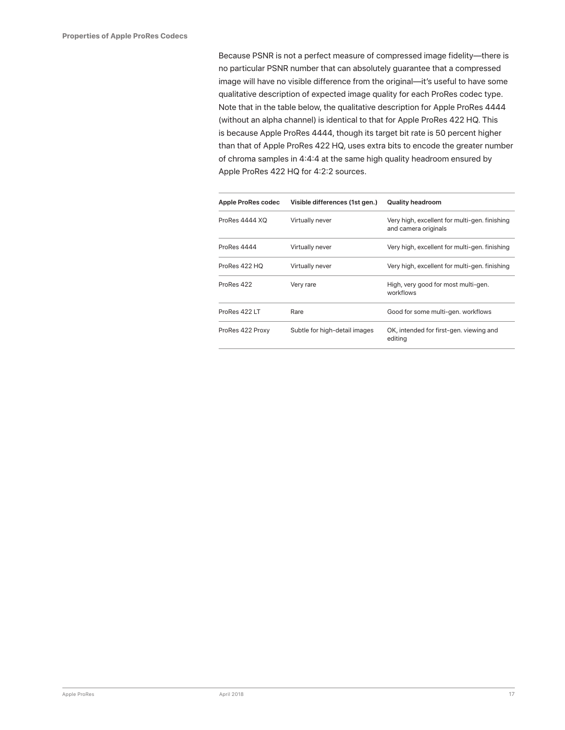Because PSNR is not a perfect measure of compressed image fidelity—there is no particular PSNR number that can absolutely guarantee that a compressed image will have no visible difference from the original—it's useful to have some qualitative description of expected image quality for each ProRes codec type. Note that in the table below, the qualitative description for Apple ProRes 4444 (without an alpha channel) is identical to that for Apple ProRes 422 HQ. This is because Apple ProRes 4444, though its target bit rate is 50 percent higher than that of Apple ProRes 422 HQ, uses extra bits to encode the greater number of chroma samples in 4:4:4 at the same high quality headroom ensured by Apple ProRes 422 HQ for 4:2:2 sources.

| Apple ProRes codec | Visible differences (1st gen.) | Quality headroom |
|---|---|---|
| ProRes 4444 XQ | Virtually never | Very high, excellent for multi-gen. finishing and camera originals |
| ProRes 4444 | Virtually never | Very high, excellent for multi-gen. finishing |
| ProRes 422 HQ | Virtually never | Very high, excellent for multi-gen. finishing |
| ProRes 422 | Very rare | High, very good for most multi-gen. workflows |
| ProRes 422 LT | Rare | Good for some multi-gen. workflows |
| ProRes 422 Proxy | Subtle for high-detail images | OK, intended for first-gen. viewing and editing |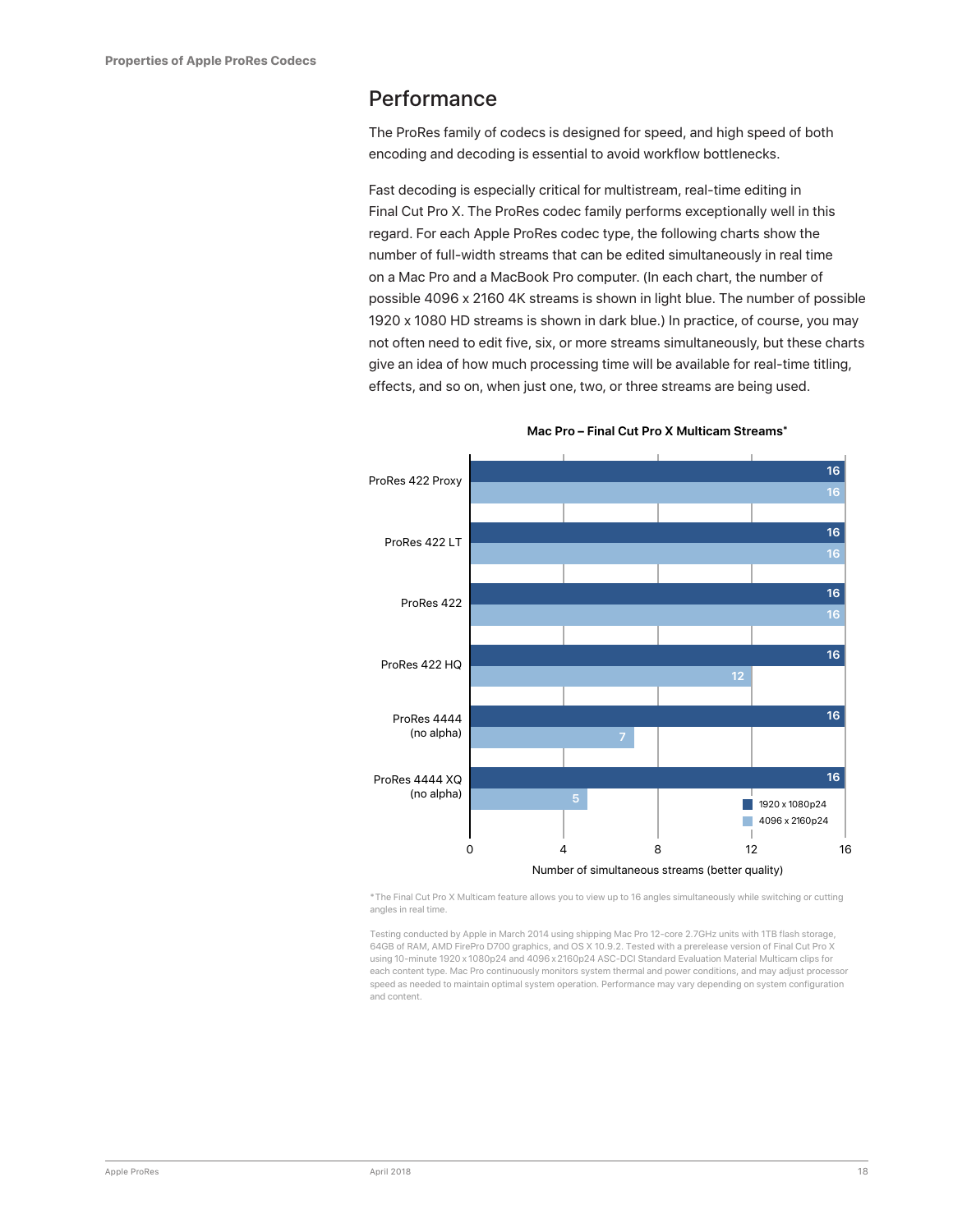## Performance

The ProRes family of codecs is designed for speed, and high speed of both encoding and decoding is essential to avoid workflow bottlenecks.

Fast decoding is especially critical for multistream, real-time editing in Final Cut Pro X. The ProRes codec family performs exceptionally well in this regard. For each Apple ProRes codec type, the following charts show the number of full-width streams that can be edited simultaneously in real time on a Mac Pro and a MacBook Pro computer. (In each chart, the number of possible 4096 x 2160 4K streams is shown in light blue. The number of possible 1920 x 1080 HD streams is shown in dark blue.) In practice, of course, you may not often need to edit five, six, or more streams simultaneously, but these charts give an idea of how much processing time will be available for real-time titling, effects, and so on, when just one, two, or three streams are being used.

**Mac Pro – Final Cut Pro X Multicam Streams***

| | 1920 x 1080p24 | 4096 x 2160p24 |
|---|---|---|
| ProRes 422 Proxy | 16 | 16 |
| ProRes 422 LT | 16 | 16 |
| ProRes 422 | 16 | 16 |
| ProRes 422 HQ | 16 | 12 |
| ProRes 4444 (no alpha) | 16 | 7 |
| ProRes 4444 XQ (no alpha) | 16 | 5 |

Number of simultaneous streams (better quality)

*The Final Cut Pro X Multicam feature allows you to view up to 16 angles simultaneously while switching or cutting angles in real time.

Testing conducted by Apple in March 2014 using shipping Mac Pro 12-core 2.7GHz units with 1TB flash storage, 64GB of RAM, AMD FirePro D700 graphics, and OS X 10.9.2. Tested with a prerelease version of Final Cut Pro X using 10-minute 1920 x 1080p24 and 4096 x 2160p24 ASC-DCI Standard Evaluation Material Multicam clips for each content type. Mac Pro continuously monitors system thermal and power conditions, and may adjust processor speed as needed to maintain optimal system operation. Performance may vary depending on system configuration and content.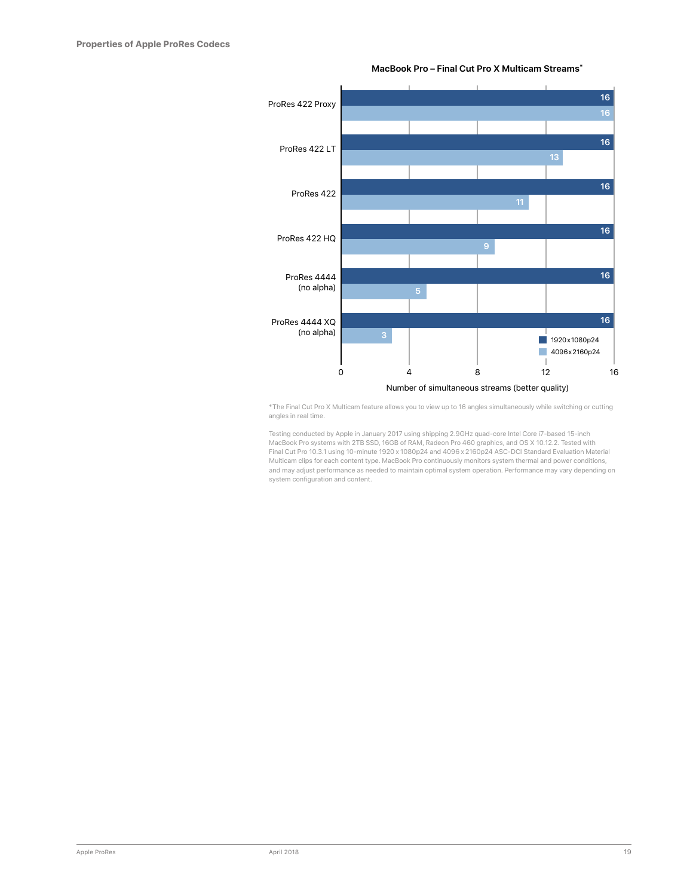**MacBook Pro – Final Cut Pro X Multicam Streams***

| Codec | 1920 x 1080p24 | 4096 x 2160p24 |
|---|---|---|
| ProRes 422 Proxy | 16 | 16 |
| ProRes 422 LT | 16 | 13 |
| ProRes 422 | 16 | 11 |
| ProRes 422 HQ | 16 | 9 |
| ProRes 4444 (no alpha) | 16 | 5 |
| ProRes 4444 XQ (no alpha) | 16 | 3 |

Number of simultaneous streams (better quality)

*The Final Cut Pro X Multicam feature allows you to view up to 16 angles simultaneously while switching or cutting angles in real time.

Testing conducted by Apple in January 2017 using shipping 2.9GHz quad-core Intel Core i7-based 15-inch MacBook Pro systems with 2TB SSD, 16GB of RAM, Radeon Pro 460 graphics, and OS X 10.12.2. Tested with Final Cut Pro 10.3.1 using 10-minute 1920 x 1080p24 and 4096 x 2160p24 ASC-DCI Standard Evaluation Material Multicam clips for each content type. MacBook Pro continuously monitors system thermal and power conditions, and may adjust performance as needed to maintain optimal system operation. Performance may vary depending on system configuration and content.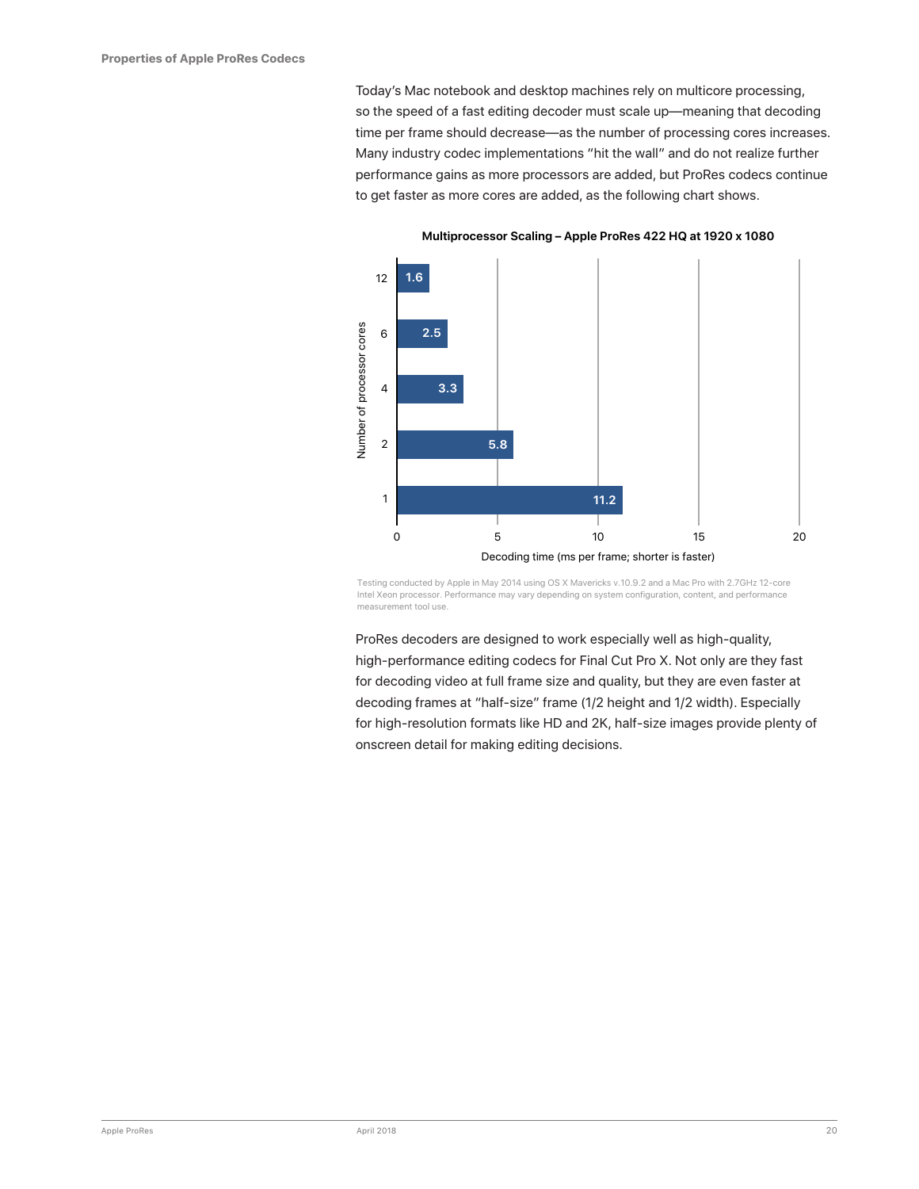Today's Mac notebook and desktop machines rely on multicore processing, so the speed of a fast editing decoder must scale up—meaning that decoding time per frame should decrease—as the number of processing cores increases. Many industry codec implementations "hit the wall" and do not realize further performance gains as more processors are added, but ProRes codecs continue to get faster as more cores are added, as the following chart shows.

**Multiprocessor Scaling – Apple ProRes 422 HQ at 1920 x 1080**

| Number of processor cores | Decoding time (ms per frame; shorter is faster) |
| --- | --- |
| 12 | 1.6 |
| 6 | 2.5 |
| 4 | 3.3 |
| 2 | 5.8 |
| 1 | 11.2 |

Testing conducted by Apple in May 2014 using OS X Mavericks v.10.9.2 and a Mac Pro with 2.7GHz 12-core Intel Xeon processor. Performance may vary depending on system configuration, content, and performance measurement tool use.

ProRes decoders are designed to work especially well as high-quality, high-performance editing codecs for Final Cut Pro X. Not only are they fast for decoding video at full frame size and quality, but they are even faster at decoding frames at "half-size" frame (1/2 height and 1/2 width). Especially for high-resolution formats like HD and 2K, half-size images provide plenty of onscreen detail for making editing decisions.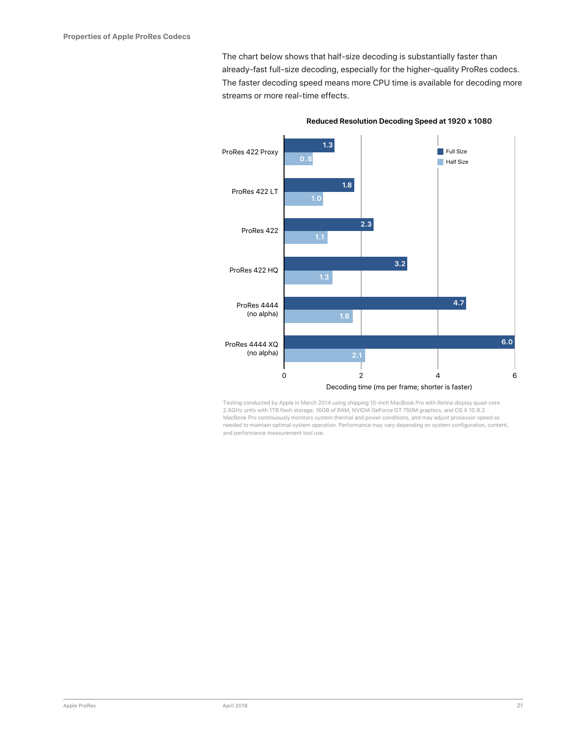The chart below shows that half-size decoding is substantially faster than already-fast full-size decoding, especially for the higher-quality ProRes codecs. The faster decoding speed means more CPU time is available for decoding more streams or more real-time effects.

**Reduced Resolution Decoding Speed at 1920 x 1080**

| Codec | Full Size | Half Size |
|---|---|---|
| ProRes 422 Proxy | 1.3 | 0.8 |
| ProRes 422 LT | 1.8 | 1.0 |
| ProRes 422 | 2.3 | 1.1 |
| ProRes 422 HQ | 3.2 | 1.3 |
| ProRes 4444 (no alpha) | 4.7 | 1.8 |
| ProRes 4444 XQ (no alpha) | 6.0 | 2.1 |

Decoding time (ms per frame; shorter is faster)

Testing conducted by Apple in March 2014 using shipping 15-inch MacBook Pro with Retina display quad-core 2.6GHz units with 1TB flash storage, 16GB of RAM, NVIDIA GeForce GT 750M graphics, and OS X 10.9.2. MacBook Pro continuously monitors system thermal and power conditions, and may adjust processor speed as needed to maintain optimal system operation. Performance may vary depending on system configuration, content, and performance measurement tool use.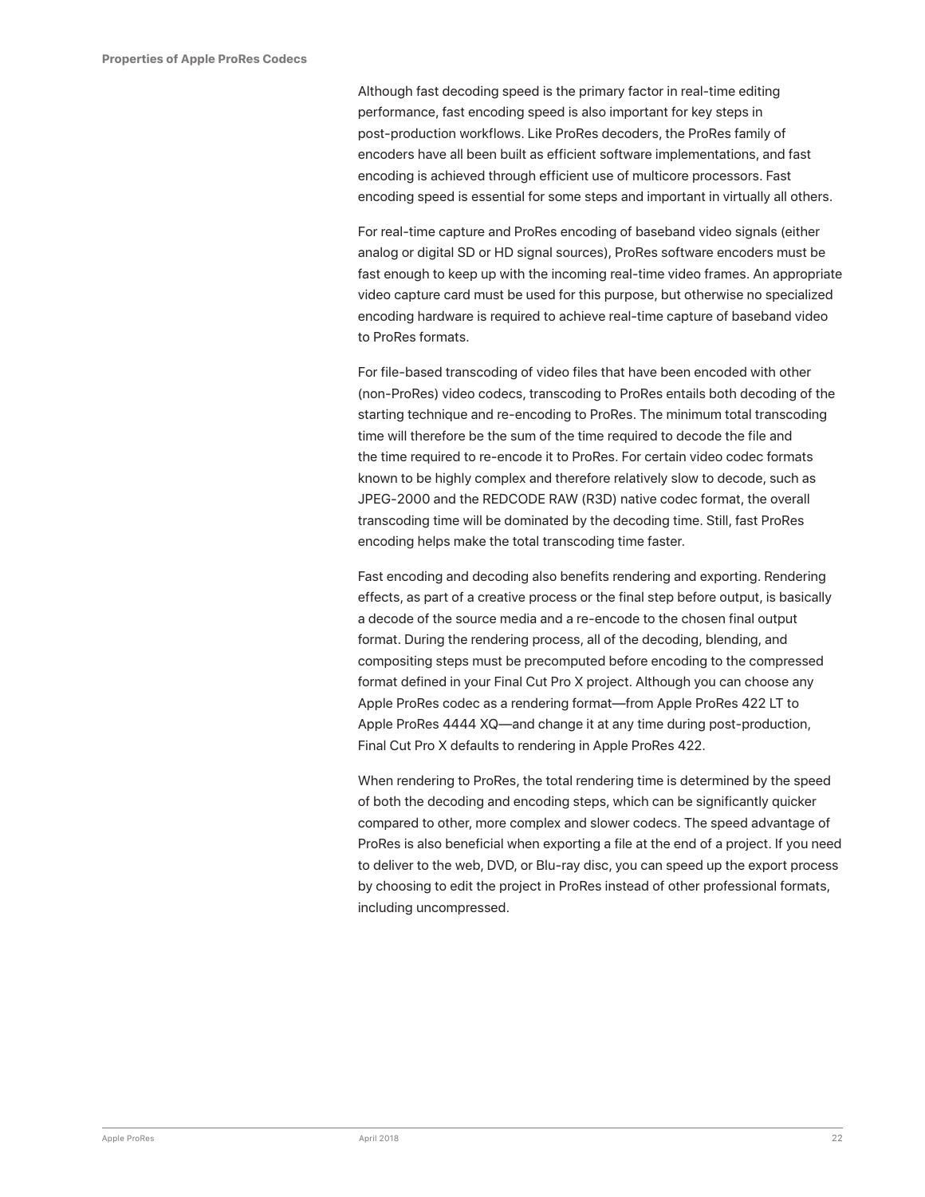Although fast decoding speed is the primary factor in real-time editing performance, fast encoding speed is also important for key steps in post-production workflows. Like ProRes decoders, the ProRes family of encoders have all been built as efficient software implementations, and fast encoding is achieved through efficient use of multicore processors. Fast encoding speed is essential for some steps and important in virtually all others.

For real-time capture and ProRes encoding of baseband video signals (either analog or digital SD or HD signal sources), ProRes software encoders must be fast enough to keep up with the incoming real-time video frames. An appropriate video capture card must be used for this purpose, but otherwise no specialized encoding hardware is required to achieve real-time capture of baseband video to ProRes formats.

For file-based transcoding of video files that have been encoded with other (non-ProRes) video codecs, transcoding to ProRes entails both decoding of the starting technique and re-encoding to ProRes. The minimum total transcoding time will therefore be the sum of the time required to decode the file and the time required to re-encode it to ProRes. For certain video codec formats known to be highly complex and therefore relatively slow to decode, such as JPEG-2000 and the REDCODE RAW (R3D) native codec format, the overall transcoding time will be dominated by the decoding time. Still, fast ProRes encoding helps make the total transcoding time faster.

Fast encoding and decoding also benefits rendering and exporting. Rendering effects, as part of a creative process or the final step before output, is basically a decode of the source media and a re-encode to the chosen final output format. During the rendering process, all of the decoding, blending, and compositing steps must be precomputed before encoding to the compressed format defined in your Final Cut Pro X project. Although you can choose any Apple ProRes codec as a rendering format—from Apple ProRes 422 LT to Apple ProRes 4444 XQ—and change it at any time during post-production, Final Cut Pro X defaults to rendering in Apple ProRes 422.

When rendering to ProRes, the total rendering time is determined by the speed of both the decoding and encoding steps, which can be significantly quicker compared to other, more complex and slower codecs. The speed advantage of ProRes is also beneficial when exporting a file at the end of a project. If you need to deliver to the web, DVD, or Blu-ray disc, you can speed up the export process by choosing to edit the project in ProRes instead of other professional formats, including uncompressed.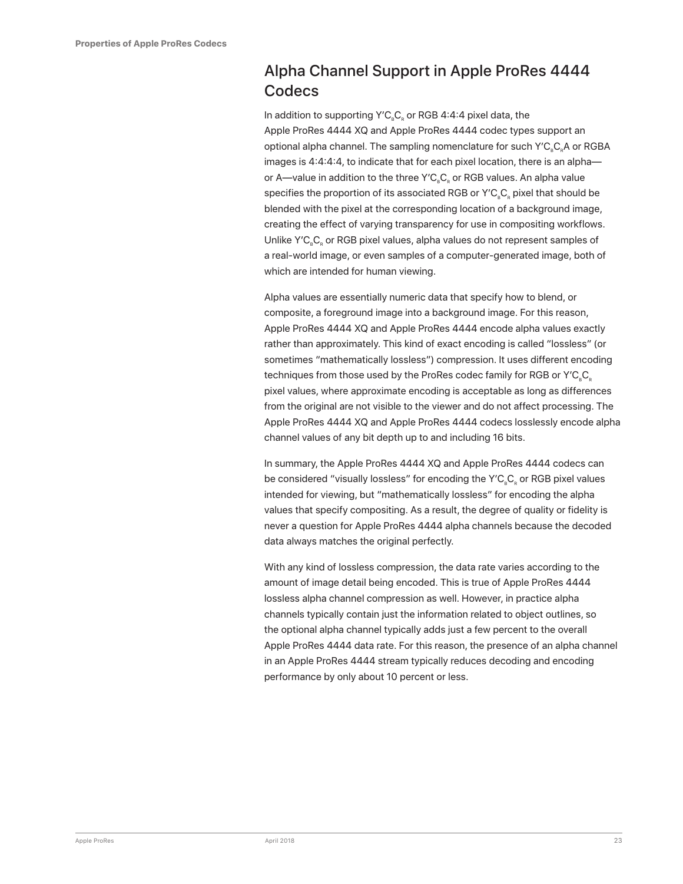## Alpha Channel Support in Apple ProRes 4444 Codecs

In addition to supporting $Y'C_BC_R$ or RGB 4:4:4 pixel data, the Apple ProRes 4444 XQ and Apple ProRes 4444 codec types support an optional alpha channel. The sampling nomenclature for such $Y'C_BC_RA$ or RGBA images is 4:4:4:4, to indicate that for each pixel location, there is an alpha—or A—value in addition to the three $Y'C_BC_R$ or RGB values. An alpha value specifies the proportion of its associated RGB or $Y'C_BC_R$ pixel that should be blended with the pixel at the corresponding location of a background image, creating the effect of varying transparency for use in compositing workflows. Unlike $Y'C_BC_R$ or RGB pixel values, alpha values do not represent samples of a real-world image, or even samples of a computer-generated image, both of which are intended for human viewing.

Alpha values are essentially numeric data that specify how to blend, or composite, a foreground image into a background image. For this reason, Apple ProRes 4444 XQ and Apple ProRes 4444 encode alpha values exactly rather than approximately. This kind of exact encoding is called "lossless" (or sometimes "mathematically lossless") compression. It uses different encoding techniques from those used by the ProRes codec family for RGB or $Y'C_BC_R$ pixel values, where approximate encoding is acceptable as long as differences from the original are not visible to the viewer and do not affect processing. The Apple ProRes 4444 XQ and Apple ProRes 4444 codecs losslessly encode alpha channel values of any bit depth up to and including 16 bits.

In summary, the Apple ProRes 4444 XQ and Apple ProRes 4444 codecs can be considered "visually lossless" for encoding the $Y'C_BC_R$ or RGB pixel values intended for viewing, but "mathematically lossless" for encoding the alpha values that specify compositing. As a result, the degree of quality or fidelity is never a question for Apple ProRes 4444 alpha channels because the decoded data always matches the original perfectly.

With any kind of lossless compression, the data rate varies according to the amount of image detail being encoded. This is true of Apple ProRes 4444 lossless alpha channel compression as well. However, in practice alpha channels typically contain just the information related to object outlines, so the optional alpha channel typically adds just a few percent to the overall Apple ProRes 4444 data rate. For this reason, the presence of an alpha channel in an Apple ProRes 4444 stream typically reduces decoding and encoding performance by only about 10 percent or less.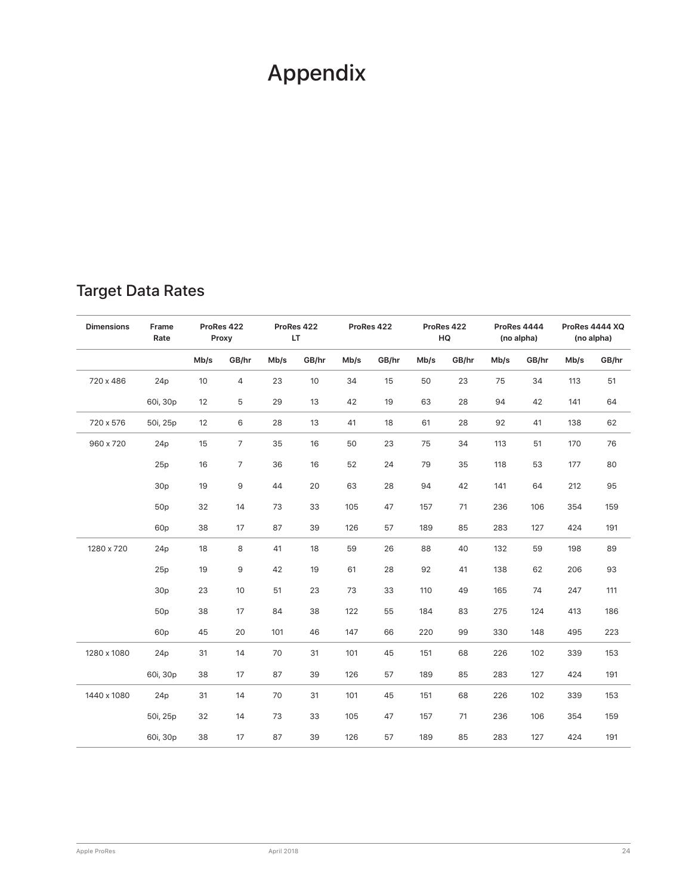# Appendix

## Target Data Rates

| Dimensions | Frame Rate | ProRes 422 Proxy | | ProRes 422 LT | | ProRes 422 | | ProRes 422 HQ | | ProRes 4444 (no alpha) | | ProRes 4444 XQ (no alpha) | |
|---|---|---|---|---|---|---|---|---|---|---|---|---|---|
| | | Mb/s | GB/hr | Mb/s | GB/hr | Mb/s | GB/hr | Mb/s | GB/hr | Mb/s | GB/hr | Mb/s | GB/hr |
| 720 x 486 | 24p | 10 | 4 | 23 | 10 | 34 | 15 | 50 | 23 | 75 | 34 | 113 | 51 |
| | 60i, 30p | 12 | 5 | 29 | 13 | 42 | 19 | 63 | 28 | 94 | 42 | 141 | 64 |
| 720 x 576 | 50i, 25p | 12 | 6 | 28 | 13 | 41 | 18 | 61 | 28 | 92 | 41 | 138 | 62 |
| 960 x 720 | 24p | 15 | 7 | 35 | 16 | 50 | 23 | 75 | 34 | 113 | 51 | 170 | 76 |
| | 25p | 16 | 7 | 36 | 16 | 52 | 24 | 79 | 35 | 118 | 53 | 177 | 80 |
| | 30p | 19 | 9 | 44 | 20 | 63 | 28 | 94 | 42 | 141 | 64 | 212 | 95 |
| | 50p | 32 | 14 | 73 | 33 | 105 | 47 | 157 | 71 | 236 | 106 | 354 | 159 |
| | 60p | 38 | 17 | 87 | 39 | 126 | 57 | 189 | 85 | 283 | 127 | 424 | 191 |
| 1280 x 720 | 24p | 18 | 8 | 41 | 18 | 59 | 26 | 88 | 40 | 132 | 59 | 198 | 89 |
| | 25p | 19 | 9 | 42 | 19 | 61 | 28 | 92 | 41 | 138 | 62 | 206 | 93 |
| | 30p | 23 | 10 | 51 | 23 | 73 | 33 | 110 | 49 | 165 | 74 | 247 | 111 |
| | 50p | 38 | 17 | 84 | 38 | 122 | 55 | 184 | 83 | 275 | 124 | 413 | 186 |
| | 60p | 45 | 20 | 101 | 46 | 147 | 66 | 220 | 99 | 330 | 148 | 495 | 223 |
| 1280 x 1080 | 24p | 31 | 14 | 70 | 31 | 101 | 45 | 151 | 68 | 226 | 102 | 339 | 153 |
| | 60i, 30p | 38 | 17 | 87 | 39 | 126 | 57 | 189 | 85 | 283 | 127 | 424 | 191 |
| 1440 x 1080 | 24p | 31 | 14 | 70 | 31 | 101 | 45 | 151 | 68 | 226 | 102 | 339 | 153 |
| | 50i, 25p | 32 | 14 | 73 | 33 | 105 | 47 | 157 | 71 | 236 | 106 | 354 | 159 |
| | 60i, 30p | 38 | 17 | 87 | 39 | 126 | 57 | 189 | 85 | 283 | 127 | 424 | 191 |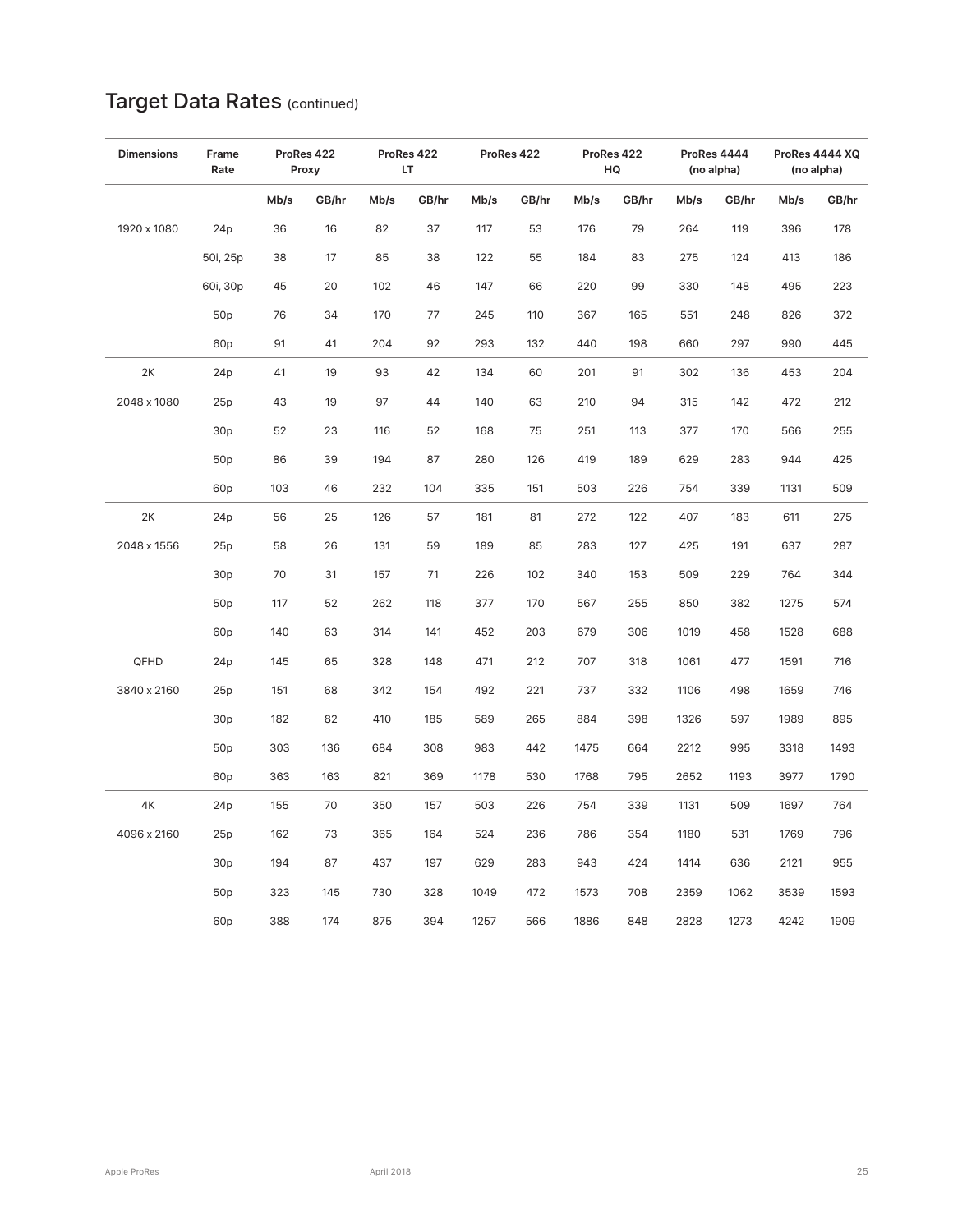## Target Data Rates (continued)

| Dimensions | Frame Rate | ProRes 422 Proxy | | ProRes 422 LT | | ProRes 422 | | ProRes 422 HQ | | ProRes 4444 (no alpha) | | ProRes 4444 XQ (no alpha) | |
|---|---|---|---|---|---|---|---|---|---|---|---|---|---|
| | | Mb/s | GB/hr | Mb/s | GB/hr | Mb/s | GB/hr | Mb/s | GB/hr | Mb/s | GB/hr | Mb/s | GB/hr |
| 1920 x 1080 | 24p | 36 | 16 | 82 | 37 | 117 | 53 | 176 | 79 | 264 | 119 | 396 | 178 |
| | 50i, 25p | 38 | 17 | 85 | 38 | 122 | 55 | 184 | 83 | 275 | 124 | 413 | 186 |
| | 60i, 30p | 45 | 20 | 102 | 46 | 147 | 66 | 220 | 99 | 330 | 148 | 495 | 223 |
| | 50p | 76 | 34 | 170 | 77 | 245 | 110 | 367 | 165 | 551 | 248 | 826 | 372 |
| | 60p | 91 | 41 | 204 | 92 | 293 | 132 | 440 | 198 | 660 | 297 | 990 | 445 |
| 2K | 24p | 41 | 19 | 93 | 42 | 134 | 60 | 201 | 91 | 302 | 136 | 453 | 204 |
| 2048 x 1080 | 25p | 43 | 19 | 97 | 44 | 140 | 63 | 210 | 94 | 315 | 142 | 472 | 212 |
| | 30p | 52 | 23 | 116 | 52 | 168 | 75 | 251 | 113 | 377 | 170 | 566 | 255 |
| | 50p | 86 | 39 | 194 | 87 | 280 | 126 | 419 | 189 | 629 | 283 | 944 | 425 |
| | 60p | 103 | 46 | 232 | 104 | 335 | 151 | 503 | 226 | 754 | 339 | 1131 | 509 |
| 2K | 24p | 56 | 25 | 126 | 57 | 181 | 81 | 272 | 122 | 407 | 183 | 611 | 275 |
| 2048 x 1556 | 25p | 58 | 26 | 131 | 59 | 189 | 85 | 283 | 127 | 425 | 191 | 637 | 287 |
| | 30p | 70 | 31 | 157 | 71 | 226 | 102 | 340 | 153 | 509 | 229 | 764 | 344 |
| | 50p | 117 | 52 | 262 | 118 | 377 | 170 | 567 | 255 | 850 | 382 | 1275 | 574 |
| | 60p | 140 | 63 | 314 | 141 | 452 | 203 | 679 | 306 | 1019 | 458 | 1528 | 688 |
| QFHD | 24p | 145 | 65 | 328 | 148 | 471 | 212 | 707 | 318 | 1061 | 477 | 1591 | 716 |
| 3840 x 2160 | 25p | 151 | 68 | 342 | 154 | 492 | 221 | 737 | 332 | 1106 | 498 | 1659 | 746 |
| | 30p | 182 | 82 | 410 | 185 | 589 | 265 | 884 | 398 | 1326 | 597 | 1989 | 895 |
| | 50p | 303 | 136 | 684 | 308 | 983 | 442 | 1475 | 664 | 2212 | 995 | 3318 | 1493 |
| | 60p | 363 | 163 | 821 | 369 | 1178 | 530 | 1768 | 795 | 2652 | 1193 | 3977 | 1790 |
| 4K | 24p | 155 | 70 | 350 | 157 | 503 | 226 | 754 | 339 | 1131 | 509 | 1697 | 764 |
| 4096 x 2160 | 25p | 162 | 73 | 365 | 164 | 524 | 236 | 786 | 354 | 1180 | 531 | 1769 | 796 |
| | 30p | 194 | 87 | 437 | 197 | 629 | 283 | 943 | 424 | 1414 | 636 | 2121 | 955 |
| | 50p | 323 | 145 | 730 | 328 | 1049 | 472 | 1573 | 708 | 2359 | 1062 | 3539 | 1593 |
| | 60p | 388 | 174 | 875 | 394 | 1257 | 566 | 1886 | 848 | 2828 | 1273 | 4242 | 1909 |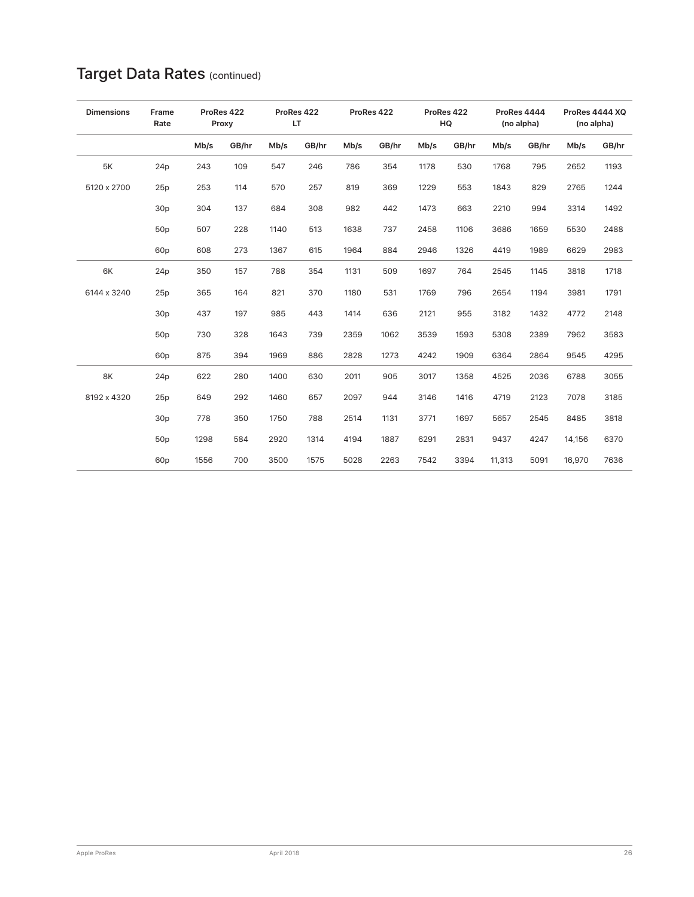# Target Data Rates (continued)

| Dimensions | Frame Rate | ProRes 422 Proxy | | ProRes 422 LT | | ProRes 422 | | ProRes 422 HQ | | ProRes 4444 (no alpha) | | ProRes 4444 XQ (no alpha) | |
|---|---|---|---|---|---|---|---|---|---|---|---|---|---|
| | | Mb/s | GB/hr | Mb/s | GB/hr | Mb/s | GB/hr | Mb/s | GB/hr | Mb/s | GB/hr | Mb/s | GB/hr |
| 5K | 24p | 243 | 109 | 547 | 246 | 786 | 354 | 1178 | 530 | 1768 | 795 | 2652 | 1193 |
| 5120 x 2700 | 25p | 253 | 114 | 570 | 257 | 819 | 369 | 1229 | 553 | 1843 | 829 | 2765 | 1244 |
| | 30p | 304 | 137 | 684 | 308 | 982 | 442 | 1473 | 663 | 2210 | 994 | 3314 | 1492 |
| | 50p | 507 | 228 | 1140 | 513 | 1638 | 737 | 2458 | 1106 | 3686 | 1659 | 5530 | 2488 |
| | 60p | 608 | 273 | 1367 | 615 | 1964 | 884 | 2946 | 1326 | 4419 | 1989 | 6629 | 2983 |
| 6K | 24p | 350 | 157 | 788 | 354 | 1131 | 509 | 1697 | 764 | 2545 | 1145 | 3818 | 1718 |
| 6144 x 3240 | 25p | 365 | 164 | 821 | 370 | 1180 | 531 | 1769 | 796 | 2654 | 1194 | 3981 | 1791 |
| | 30p | 437 | 197 | 985 | 443 | 1414 | 636 | 2121 | 955 | 3182 | 1432 | 4772 | 2148 |
| | 50p | 730 | 328 | 1643 | 739 | 2359 | 1062 | 3539 | 1593 | 5308 | 2389 | 7962 | 3583 |
| | 60p | 875 | 394 | 1969 | 886 | 2828 | 1273 | 4242 | 1909 | 6364 | 2864 | 9545 | 4295 |
| 8K | 24p | 622 | 280 | 1400 | 630 | 2011 | 905 | 3017 | 1358 | 4525 | 2036 | 6788 | 3055 |
| 8192 x 4320 | 25p | 649 | 292 | 1460 | 657 | 2097 | 944 | 3146 | 1416 | 4719 | 2123 | 7078 | 3185 |
| | 30p | 778 | 350 | 1750 | 788 | 2514 | 1131 | 3771 | 1697 | 5657 | 2545 | 8485 | 3818 |
| | 50p | 1298 | 584 | 2920 | 1314 | 4194 | 1887 | 6291 | 2831 | 9437 | 4247 | 14,156 | 6370 |
| | 60p | 1556 | 700 | 3500 | 1575 | 5028 | 2263 | 7542 | 3394 | 11,313 | 5091 | 16,970 | 7636 |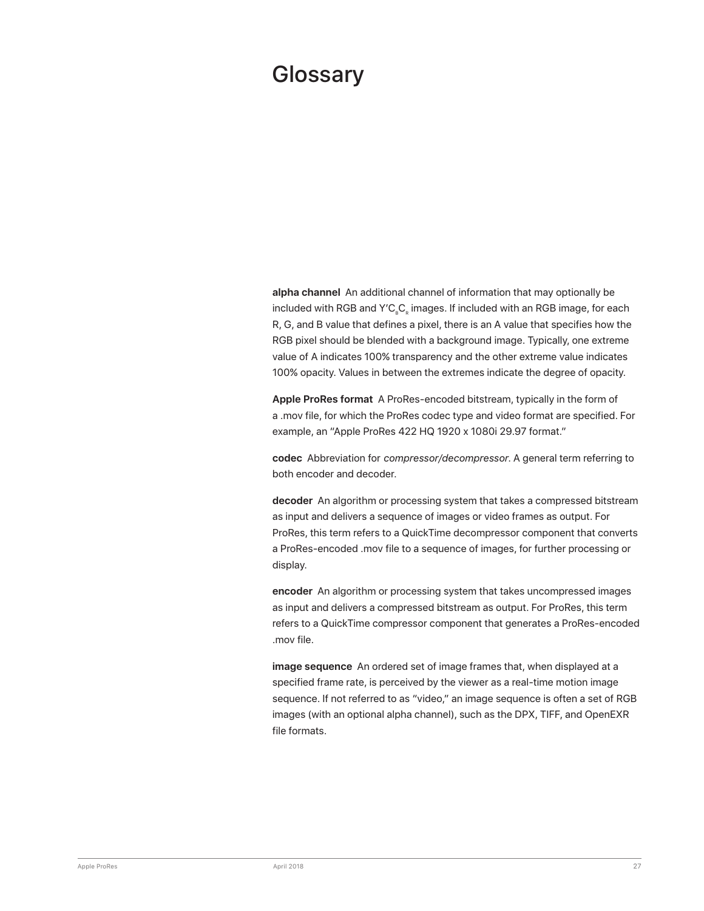# Glossary

**alpha channel** An additional channel of information that may optionally be included with RGB and $Y'C_BC_R$ images. If included with an RGB image, for each R, G, and B value that defines a pixel, there is an A value that specifies how the RGB pixel should be blended with a background image. Typically, one extreme value of A indicates 100% transparency and the other extreme value indicates 100% opacity. Values in between the extremes indicate the degree of opacity.

**Apple ProRes format** A ProRes-encoded bitstream, typically in the form of a .mov file, for which the ProRes codec type and video format are specified. For example, an "Apple ProRes 422 HQ 1920 x 1080i 29.97 format."

**codec** Abbreviation for *compressor/decompressor*. A general term referring to both encoder and decoder.

**decoder** An algorithm or processing system that takes a compressed bitstream as input and delivers a sequence of images or video frames as output. For ProRes, this term refers to a QuickTime decompressor component that converts a ProRes-encoded .mov file to a sequence of images, for further processing or display.

**encoder** An algorithm or processing system that takes uncompressed images as input and delivers a compressed bitstream as output. For ProRes, this term refers to a QuickTime compressor component that generates a ProRes-encoded .mov file.

**image sequence** An ordered set of image frames that, when displayed at a specified frame rate, is perceived by the viewer as a real-time motion image sequence. If not referred to as "video," an image sequence is often a set of RGB images (with an optional alpha channel), such as the DPX, TIFF, and OpenEXR file formats.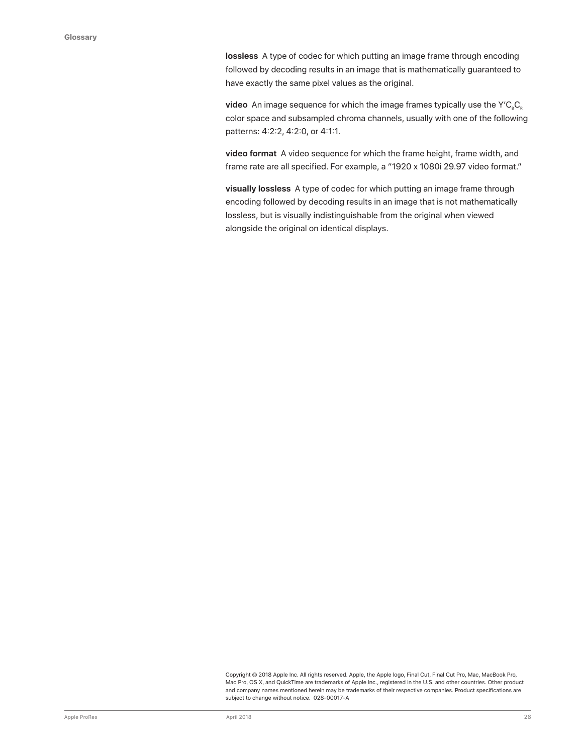**lossless** A type of codec for which putting an image frame through encoding followed by decoding results in an image that is mathematically guaranteed to have exactly the same pixel values as the original.

**video** An image sequence for which the image frames typically use the $Y'C_BC_R$ color space and subsampled chroma channels, usually with one of the following patterns: 4:2:2, 4:2:0, or 4:1:1.

**video format** A video sequence for which the frame height, frame width, and frame rate are all specified. For example, a "1920 x 1080i 29.97 video format."

**visually lossless** A type of codec for which putting an image frame through encoding followed by decoding results in an image that is not mathematically lossless, but is visually indistinguishable from the original when viewed alongside the original on identical displays.

Copyright © 2018 Apple Inc. All rights reserved. Apple, the Apple logo, Final Cut, Final Cut Pro, Mac, MacBook Pro, Mac Pro, OS X, and QuickTime are trademarks of Apple Inc., registered in the U.S. and other countries. Other product and company names mentioned herein may be trademarks of their respective companies. Product specifications are subject to change without notice. 028-00017-A